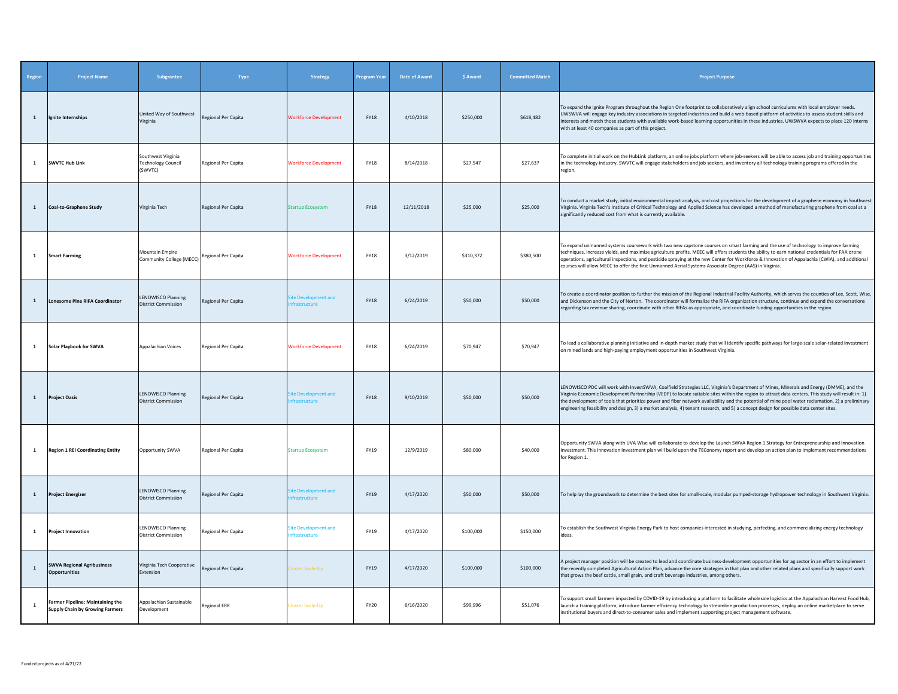| Region | Project Name | Subgrantee | Type | Strategy | Program Year | Date of Award | $ Award | Committed Match | Project Purpose |
|---|---|---|---|---|---|---|---|---|---|
| 1 | **Ignite Internships** | United Way of Southwest Virginia | Regional Per Capita | Workforce Development | FY18 | 4/10/2018 | $250,000 | $618,482 | To expand the Ignite Program throughout the Region One footprint to collaboratively align school curriculums with local employer needs. UWSWVA will engage key industry associations in targeted industries and build a web-based platform of activities to assess student skills and interests and match those students with available work-based learning opportunities in these industries. UWSWVA expects to place 120 interns with at least 40 companies as part of this project. |
| 1 | **SWVTC Hub Link** | Southwest Virginia Technology Council (SWVTC) | Regional Per Capita | Workforce Development | FY18 | 8/14/2018 | $27,547 | $27,637 | To complete initial work on the HubLink platform, an online jobs platform where job-seekers will be able to access job and training opportunities in the technology industry. SWVTC will engage stakeholders and job seekers, and inventory all technology training programs offered in the region. |
| 1 | **Coal-to-Graphene Study** | Virginia Tech | Regional Per Capita | Startup Ecosystem | FY18 | 12/11/2018 | $25,000 | $25,000 | To conduct a market study, initial environmental impact analysis, and cost projections for the development of a graphene economy in Southwest Virginia. Virginia Tech's Institute of Critical Technology and Applied Science has developed a method of manufacturing graphene from coal at a significantly reduced cost from what is currently available. |
| 1 | **Smart Farming** | Mountain Empire Community College (MECC) | Regional Per Capita | Workforce Development | FY18 | 3/12/2019 | $310,372 | $380,500 | To expand unmanned systems coursework with two new capstone courses on smart farming and the use of technology to improve farming techniques, increase yields, and maximize agriculture profits. MEEC will offers students the ability to earn national credentials for FAA drone operations, agricultural inspections, and pesticide spraying at the new Center for Workforce & Innovation of Appalachia (CWIA), and additional courses will allow MECC to offer the first Unmanned Aerial Systems Associate Degree (AAS) in Virginia. |
| 1 | **Lonesome Pine RIFA Coordinator** | LENOWISCO Planning District Commission | Regional Per Capita | Site Development and Infrastructure | FY18 | 6/24/2019 | $50,000 | $50,000 | To create a coordinator position to further the mission of the Regional Industrial Facility Authority, which serves the counties of Lee, Scott, Wise, and Dickenson and the City of Norton. The coordinator will formalize the RIFA organization structure, continue and expand the conversations regarding tax revenue sharing, coordinate with other RIFAs as appropriate, and coordinate funding opportunities in the region. |
| 1 | **Solar Playbook for SWVA** | Appalachian Voices | Regional Per Capita | Workforce Development | FY18 | 6/24/2019 | $70,947 | $70,947 | To lead a collaborative planning initiative and in-depth market study that will identify specific pathways for large-scale solar-related investment on mined lands and high-paying employment opportunities in Southwest Virginia. |
| 1 | **Project Oasis** | LENOWISCO Planning District Commission | Regional Per Capita | Site Development and Infrastructure | FY18 | 9/10/2019 | $50,000 | $50,000 | LENOWISCO PDC will work with InvestSWVA, Coalfield Strategies LLC, Virginia's Department of Mines, Minerals and Energy (DMME), and the Virginia Economic Development Partnership (VEDP) to locate suitable sites within the region to attract data centers. This study will result in: 1) the development of tools that prioritize power and fiber network availability and the potential of mine pool water reclamation, 2) a preliminary engineering feasibility and design, 3) a market analysis, 4) tenant research, and 5) a concept design for possible data center sites. |
| 1 | **Region 1 REI Coordinating Entity** | Opportunity SWVA | Regional Per Capita | Startup Ecosystem | FY19 | 12/9/2019 | $80,000 | $40,000 | Opportunity SWVA along with UVA Wise will collaborate to develop the Launch SWVA Region 1 Strategy for Entrepreneurship and Innovation Investment. This Innovation Investment plan will build upon the TEConomy report and develop an action plan to implement recommendations for Region 1. |
| 1 | **Project Energizer** | LENOWISCO Planning District Commission | Regional Per Capita | Site Development and Infrastructure | FY19 | 4/17/2020 | $50,000 | $50,000 | To help lay the groundwork to determine the best sites for small-scale, modular pumped-storage hydropower technology in Southwest Virginia. |
| 1 | **Project Innovation** | LENOWISCO Planning District Commission | Regional Per Capita | Site Development and Infrastructure | FY19 | 4/17/2020 | $100,000 | $150,000 | To establish the Southwest Virginia Energy Park to host companies interested in studying, perfecting, and commercializing energy technology ideas. |
| 1 | **SWVA Regional Agribusiness Opportunities** | Virginia Tech Cooperative Extension | Regional Per Capita | Cluster Scale-Up | FY19 | 4/17/2020 | $100,000 | $100,000 | A project manager position will be created to lead and coordinate business-development opportunities for ag sector in an effort to implement the recently completed Agricultural Action Plan, advance the core strategies in that plan and other related plans and specifically support work that grows the beef cattle, small grain, and craft beverage industries, among others. |
| 1 | **Farmer Pipeline: Maintaining the Supply Chain by Growing Farmers** | Appalachian Sustainable Development | Regional ERR | Cluster Scale-Up | FY20 | 6/16/2020 | $99,996 | $51,076 | To support small farmers impacted by COVID-19 by introducing a platform to facilitate wholesale logistics at the Appalachian Harvest Food Hub, launch a training platform, introduce farmer efficiency technology to streamline production processes, deploy an online marketplace to serve institutional buyers and direct-to-consumer sales and implement supporting project management software. |

Funded projects as of 4/21/22.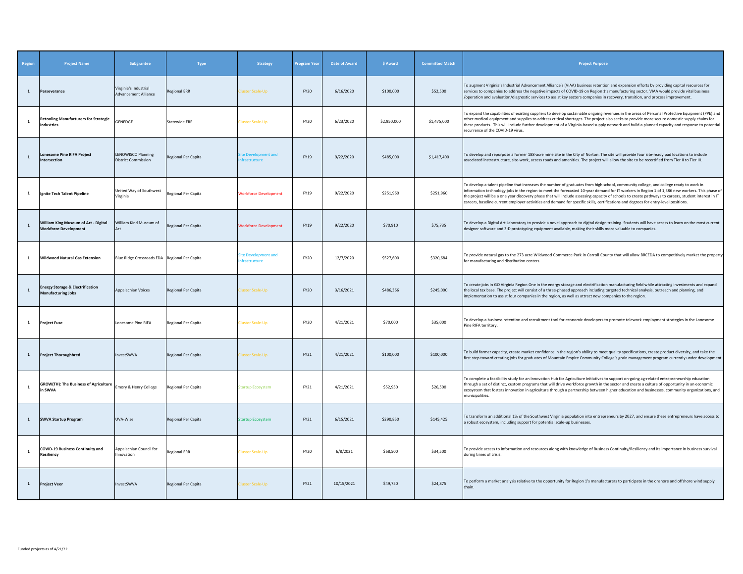| Region | Project Name | Subgrantee | Type | Strategy | Program Year | Date of Award | $ Award | Committed Match | Project Purpose |
|---|---|---|---|---|---|---|---|---|---|
| 1 | **Perseverance** | Virginia's Industrial Advancement Alliance | Regional ERR | Cluster Scale-Up | FY20 | 6/16/2020 | $100,000 | $52,500 | To augment Virginia's Industrial Advancement Alliance's (VIAA) business retention and expansion efforts by providing capital resources for services to companies to address the negative impacts of COVID-19 on Region 1's manufacturing sector. VIAA would provide vital business /operation and evaluation/diagnostic services to assist key sectors companies in recovery, transition, and process improvement. |
| 1 | **Retooling Manufacturers for Strategic Industries** | GENEDGE | Statewide ERR | Cluster Scale-Up | FY20 | 6/23/2020 | $2,950,000 | $1,475,000 | To expand the capabilities of existing suppliers to develop sustainable ongoing revenues in the areas of Personal Protective Equipment (PPE) and other medical equipment and supplies to address critical shortages. The project also seeks to provide more secure domestic supply chains for these products. This will include further development of a Virginia-based supply network and build a planned capacity and response to potential recurrence of the COVID-19 virus. |
| 1 | **Lonesome Pine RIFA Project Intersection** | LENOWISCO Planning District Commission | Regional Per Capita | Site Development and Infrastructure | FY19 | 9/22/2020 | $485,000 | $1,417,400 | To develop and repurpose a former 188-acre mine site in the City of Norton. The site will provide four site-ready pad locations to include associated instrastructure, site-work, access roads and amenities. The project will allow the site to be recertified from Tier II to Tier III. |
| 1 | **Ignite Tech Talent Pipeline** | United Way of Southwest Virginia | Regional Per Capita | Workforce Development | FY19 | 9/22/2020 | $251,960 | $251,960 | To develop a talent pipeline that increases the number of graduates from high school, community college, and college ready to work in information technology jobs in the region to meet the forecasted 10-year demand for IT workers in Region 1 of 1,386 new workers. This phase of the project will be a one year discovery phase that will include assessing capacity of schools to create pathways to careers, student interest in IT careers, baseline current employer activities and demand for specific skills, certifications and degrees for entry-level positions. |
| 1 | **William King Museum of Art - Digital Workforce Development** | William Kind Museum of Art | Regional Per Capita | Workforce Development | FY19 | 9/22/2020 | $70,910 | $75,735 | To develop a Digital Art Laboratory to provide a novel approach to digital design training. Students will have access to learn on the most current designer software and 3-D prototyping equipment available, making their skills more valuable to companies. |
| 1 | **Wildwood Natural Gas Extension** | Blue Ridge Crossroads EDA | Regional Per Capita | Site Development and Infrastructure | FY20 | 12/7/2020 | $527,600 | $320,684 | To provide natural gas to the 273 acre Wildwood Commerce Park in Carroll County that will allow BRCEDA to competitively market the property for manufacturing and distribution centers. |
| 1 | **Energy Storage & Electrification Manufacturing Jobs** | Appalachian Voices | Regional Per Capita | Cluster Scale-Up | FY20 | 3/16/2021 | $486,366 | $245,000 | To create jobs in GO Virginia Region One in the energy storage and electrification manufacturing field while attracting investments and expand the local tax base. The project will consist of a three-phased approach including targeted technical analysis, outreach and planning, and implementation to assist four companies in the region, as well as attract new companies to the region. |
| 1 | **Project Fuse** | Lonesome Pine RIFA | Regional Per Capita | Cluster Scale-Up | FY20 | 4/21/2021 | $70,000 | $35,000 | To develop a business retention and recruitment tool for economic developers to promote telework employment strategies in the Lonesome Pine RIFA territory. |
| 1 | **Project Thoroughbred** | InvestSWVA | Regional Per Capita | Cluster Scale-Up | FY21 | 4/21/2021 | $100,000 | $100,000 | To build farmer capacity, create market confidence in the region's ability to meet quality specifications, create product diversity, and take the first step toward creating jobs for graduates of Mountain Empire Community College's grain management program currently under development. |
| 1 | **GROW(TH): The Business of Agriculture in SWVA** | Emory & Henry College | Regional Per Capita | Startup Ecosystem | FY21 | 4/21/2021 | $52,950 | $26,500 | To complete a feasibility study for an Innovation Hub for Agriculture Initiatives to support on-going ag-related entrepreneurship education through a set of distinct, custom programs that will drive workforce growth in the sector and create a culture of opportunity in an economic ecosystem that fosters innovation in agriculture through a partnership between higher education and businesses, community organizations, and municipalities. |
| 1 | **SWVA Startup Program** | UVA-Wise | Regional Per Capita | Startup Ecosystem | FY21 | 6/15/2021 | $290,850 | $145,425 | To transform an additional 1% of the Southwest Virginia population into entrepreneurs by 2027, and ensure these entrepreneurs have access to a robust ecosystem, including support for potential scale-up businesses. |
| 1 | **COVID-19 Business Continuity and Resiliency** | Appalachian Council for Innovation | Regional ERR | Cluster Scale-Up | FY20 | 6/8/2021 | $68,500 | $34,500 | To provide access to information and resources along with knowledge of Business Continuity/Resiliency and its importance in business survival during times of crisis. |
| 1 | **Project Veer** | InvestSWVA | Regional Per Capita | Cluster Scale-Up | FY21 | 10/15/2021 | $49,750 | $24,875 | To perform a market analysis relative to the opportunity for Region 1's manufacturers to participate in the onshore and offshore wind supply chain. |

Funded projects as of 4/21/22.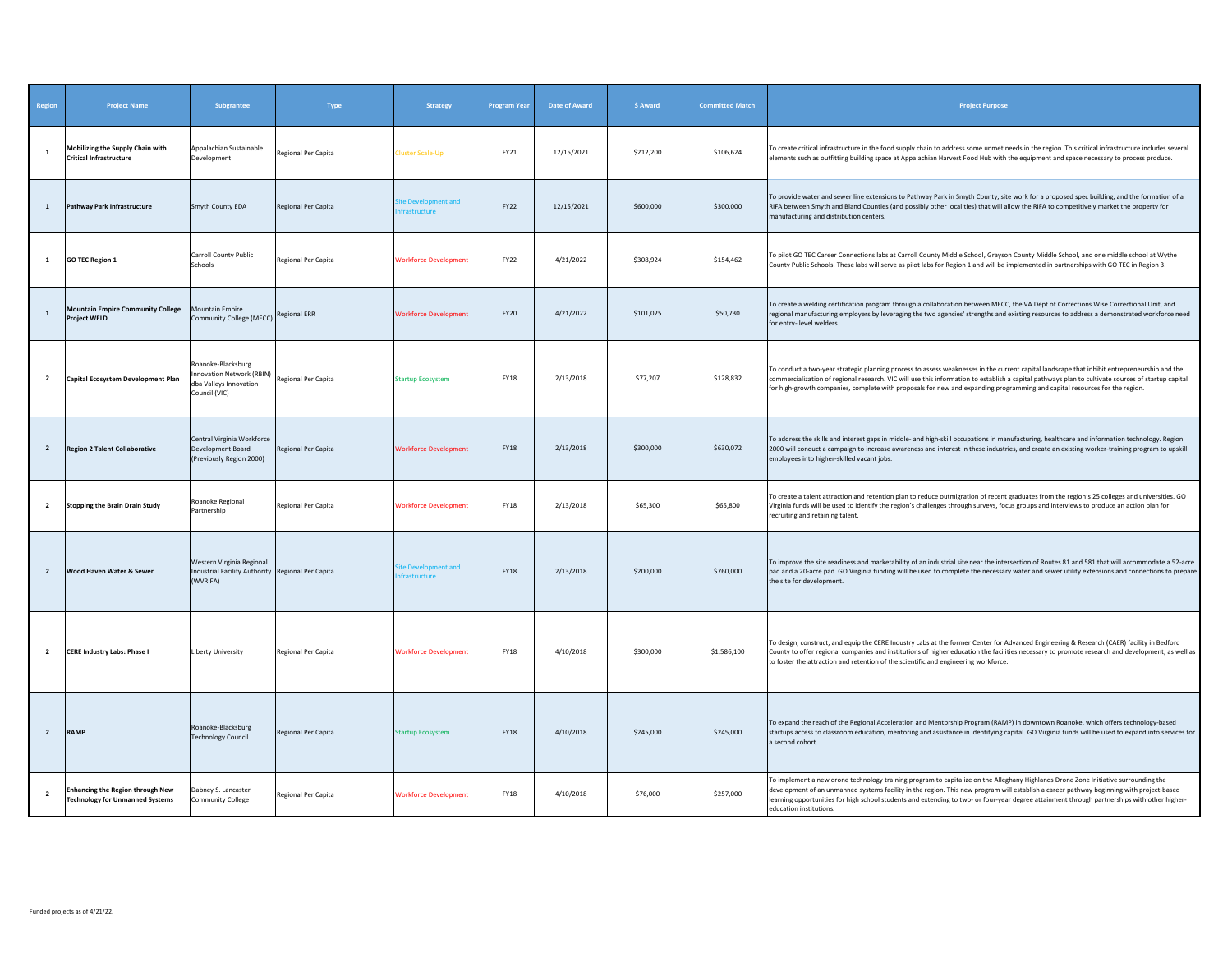| Region | Project Name | Subgrantee | Type | Strategy | Program Year | Date of Award | $ Award | Committed Match | Project Purpose |
|---|---|---|---|---|---|---|---|---|---|
| 1 | **Mobilizing the Supply Chain with Critical Infrastructure** | Appalachian Sustainable Development | Regional Per Capita | Cluster Scale-Up | FY21 | 12/15/2021 | $212,200 | $106,624 | To create critical infrastructure in the food supply chain to address some unmet needs in the region. This critical infrastructure includes several elements such as outfitting building space at Appalachian Harvest Food Hub with the equipment and space necessary to process produce. |
| 1 | **Pathway Park Infrastructure** | Smyth County EDA | Regional Per Capita | Site Development and Infrastructure | FY22 | 12/15/2021 | $600,000 | $300,000 | To provide water and sewer line extensions to Pathway Park in Smyth County, site work for a proposed spec building, and the formation of a RIFA between Smyth and Bland Counties (and possibly other localities) that will allow the RIFA to competitively market the property for manufacturing and distribution centers. |
| 1 | **GO TEC Region 1** | Carroll County Public Schools | Regional Per Capita | Workforce Development | FY22 | 4/21/2022 | $308,924 | $154,462 | To pilot GO TEC Career Connections labs at Carroll County Middle School, Grayson County Middle School, and one middle school at Wythe County Public Schools. These labs will serve as pilot labs for Region 1 and will be implemented in partnerships with GO TEC in Region 3. |
| 1 | **Mountain Empire Community College Project WELD** | Mountain Empire Community College (MECC) | Regional ERR | Workforce Development | FY20 | 4/21/2022 | $101,025 | $50,730 | To create a welding certification program through a collaboration between MECC, the VA Dept of Corrections Wise Correctional Unit, and regional manufacturing employers by leveraging the two agencies' strengths and existing resources to address a demonstrated workforce need for entry- level welders. |
| 2 | **Capital Ecosystem Development Plan** | Roanoke-Blacksburg Innovation Network (RBIN) dba Valleys Innovation Council (VIC) | Regional Per Capita | Startup Ecosystem | FY18 | 2/13/2018 | $77,207 | $128,832 | To conduct a two-year strategic planning process to assess weaknesses in the current capital landscape that inhibit entrepreneurship and the commercialization of regional research. VIC will use this information to establish a capital pathways plan to cultivate sources of startup capital for high-growth companies, complete with proposals for new and expanding programming and capital resources for the region. |
| 2 | **Region 2 Talent Collaborative** | Central Virginia Workforce Development Board (Previously Region 2000) | Regional Per Capita | Workforce Development | FY18 | 2/13/2018 | $300,000 | $630,072 | To address the skills and interest gaps in middle- and high-skill occupations in manufacturing, healthcare and information technology. Region 2000 will conduct a campaign to increase awareness and interest in these industries, and create an existing worker-training program to upskill employees into higher-skilled vacant jobs. |
| 2 | **Stopping the Brain Drain Study** | Roanoke Regional Partnership | Regional Per Capita | Workforce Development | FY18 | 2/13/2018 | $65,300 | $65,800 | To create a talent attraction and retention plan to reduce outmigration of recent graduates from the region's 25 colleges and universities. GO Virginia funds will be used to identify the region's challenges through surveys, focus groups and interviews to produce an action plan for recruiting and retaining talent. |
| 2 | **Wood Haven Water & Sewer** | Western Virginia Regional Industrial Facility Authority (WVRIFA) | Regional Per Capita | Site Development and Infrastructure | FY18 | 2/13/2018 | $200,000 | $760,000 | To improve the site readiness and marketability of an industrial site near the intersection of Routes 81 and 581 that will accommodate a 52-acre pad and a 20-acre pad. GO Virginia funding will be used to complete the necessary water and sewer utility extensions and connections to prepare the site for development. |
| 2 | **CERE Industry Labs: Phase I** | Liberty University | Regional Per Capita | Workforce Development | FY18 | 4/10/2018 | $300,000 | $1,586,100 | To design, construct, and equip the CERE Industry Labs at the former Center for Advanced Engineering & Research (CAER) facility in Bedford County to offer regional companies and institutions of higher education the facilities necessary to promote research and development, as well as to foster the attraction and retention of the scientific and engineering workforce. |
| 2 | **RAMP** | Roanoke-Blacksburg Technology Council | Regional Per Capita | Startup Ecosystem | FY18 | 4/10/2018 | $245,000 | $245,000 | To expand the reach of the Regional Acceleration and Mentorship Program (RAMP) in downtown Roanoke, which offers technology-based startups access to classroom education, mentoring and assistance in identifying capital. GO Virginia funds will be used to expand into services for a second cohort. |
| 2 | **Enhancing the Region through New Technology for Unmanned Systems** | Dabney S. Lancaster Community College | Regional Per Capita | Workforce Development | FY18 | 4/10/2018 | $76,000 | $257,000 | To implement a new drone technology training program to capitalize on the Alleghany Highlands Drone Zone Initiative surrounding the development of an unmanned systems facility in the region. This new program will establish a career pathway beginning with project-based learning opportunities for high school students and extending to two- or four-year degree attainment through partnerships with other higher-education institutions. |

Funded projects as of 4/21/22.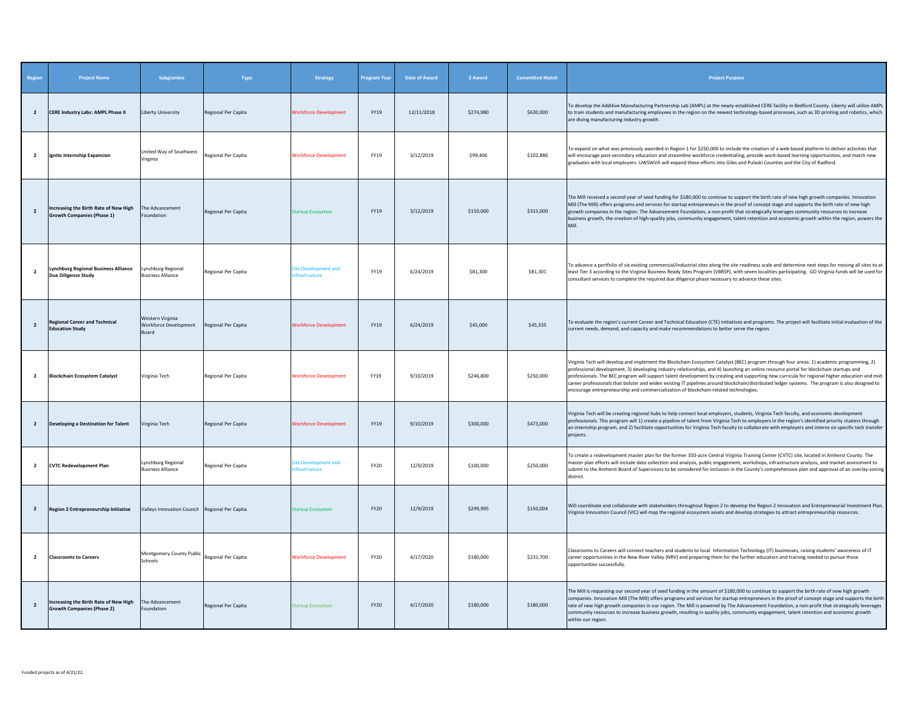| Region | Project Name | Subgrantee | Type | Strategy | Program Year | Date of Award | $ Award | Committed Match | Project Purpose |
|---|---|---|---|---|---|---|---|---|---|
| 2 | **CERE Industry Labs: AMPL Phase II** | Liberty University | Regional Per Capita | Workforce Development | FY19 | 12/11/2018 | $274,980 | $630,000 | To develop the Additive Manufacturing Partnership Lab (AMPL) at the newly-established CERE facility in Bedford County. Liberty will utilize AMPL to train students and manufacturing employees in the region on the newest technology-based processes, such as 3D printing and robotics, which are diving manufacturing industry growth. |
| 2 | **Ignite Internship Expansion** | United Way of Southwest Virginia | Regional Per Capita | Workforce Development | FY19 | 3/12/2019 | $99,406 | $102,886 | To expand on what was previously awarded in Region 1 for $250,000 to include the creation of a web-based platform to deliver activities that will encourage post-secondary education and streamline workforce credentialing, provide work-based learning opportunities, and match new graduates with local employers. UWSWVA will expand these efforts into Giles and Pulaski Counties and the City of Radford. |
| 2 | **Increasing the Birth Rate of New High Growth Companies (Phase 1)** | The Advancement Foundation | Regional Per Capita | Startup Ecosystem | FY19 | 3/12/2019 | $150,000 | $315,000 | The Mill received a second year of seed funding for $180,000 to continue to support the birth rate of new high growth companies. Innovation Mill (The Mill) offers programs and services for startup entrepreneurs in the proof of concept stage and supports the birth rate of new high growth companies in the region. The Advancement Foundation, a non-profit that strategically leverages community resources to increase business growth, the creation of high-quality jobs, community engagement, talent retention and economic growth within the region, powers the Mill. |
| 2 | **Lynchburg Regional Business Alliance Due Diligence Study** | Lynchburg Regional Business Alliance | Regional Per Capita | Site Development and Infrastructure | FY19 | 6/24/2019 | $81,300 | $81,301 | To advance a portfolio of six existing commercial/industrial sites along the site readiness scale and determine next steps for moving all sites to at least Tier 3 according to the Virginia Business Ready Sites Program (VBRSP), with seven localities participating. GO Virginia funds will be used for consultant services to complete the required due diligence phase necessary to advance these sites. |
| 2 | **Regional Career and Technical Education Study** | Western Virginia Workforce Development Board | Regional Per Capita | Workforce Development | FY19 | 6/24/2019 | $45,000 | $45,535 | To evaluate the region's current Career and Technical Education (CTE) initiatives and programs. The project will facilitate initial evaluation of the current needs, demand, and capacity and make recommendations to better serve the region. |
| 2 | **Blockchain Ecosystem Catalyst** | Virginia Tech | Regional Per Capita | Workforce Development | FY19 | 9/10/2019 | $246,800 | $250,000 | Virginia Tech will develop and implement the Blockchain Ecosystem Catalyst (BEC) program through four areas: 1) academic programming, 2) professional development, 3) developing industry relationships, and 4) launching an online resource portal for blockchain startups and professionals. The BEC program will support talent development by creating and supporting new curricula for regional higher education and mid-career professionals that bolster and widen existing IT pipelines around blockchain/distributed ledger systems. The program is also designed to encourage entrepreneurship and commercialization of blockchain-related technologies. |
| 2 | **Developing a Destination for Talent** | Virginia Tech | Regional Per Capita | Workforce Development | FY19 | 9/10/2019 | $300,000 | $473,000 | Virginia Tech will be creating regional hubs to help connect local employers, students, Virginia Tech faculty, and economic development professionals. This program will 1) create a pipeline of talent from Virginia Tech to employers in the region's identified priority clusters through an internship program, and 2) facilitate opportunities for Virginia Tech faculty to collaborate with employers and interns on specific tech transfer projects. |
| 2 | **CVTC Redevelopment Plan** | Lynchburg Regional Business Alliance | Regional Per Capita | Site Development and Infrastructure | FY20 | 12/9/2019 | $100,000 | $250,000 | To create a redevelopment master plan for the former 350-acre Central Virginia Training Center (CVTC) site, located in Amherst County. The master plan efforts will include data collection and analysis, public engagement, workshops, infrastructure analysis, and market assessment to submit to the Amherst Board of Supervisors to be considered for inclusion in the County's comprehensive plan and approval of an overlay-zoning district. |
| 2 | **Region 2 Entrepreneurship Initiative** | Valleys Innovation Council | Regional Per Capita | Startup Ecosystem | FY20 | 12/9/2019 | $299,995 | $150,004 | Will coordinate and collaborate with stakeholders throughout Region 2 to develop the Region 2 Innovation and Entrepreneurial Investment Plan. Virginia Innovation Council (VIC) will map the regional ecosystem assets and develop strategies to attract entrepreneurship resources. |
| 2 | **Classrooms to Careers** | Montgomery County Public Schools | Regional Per Capita | Workforce Development | FY20 | 4/17/2020 | $180,000 | $231,700 | Classrooms to Careers will connect teachers and students to local Information Technology (IT) businesses, raising students' awareness of IT career opportunities in the New River Valley (NRV) and preparing them for the further education and training needed to pursue those opportunities successfully. |
| 2 | **Increasing the Birth Rate of New High Growth Companies (Phase 2)** | The Advancement Foundation | Regional Per Capita | Startup Ecosystem | FY20 | 4/17/2020 | $180,000 | $180,000 | The Mill is requesting our second year of seed funding in the amount of $180,000 to continue to support the birth rate of new high growth companies. Innovation Mill (The Mill) offers programs and services for startup entrepreneurs in the proof of concept stage and supports the birth rate of new high growth companies in our region. The Mill is powered by The Advancement Foundation, a non-profit that strategically leverages community resources to increase business growth, resulting in quality jobs, community engagement, talent retention and economic growth within our region. |

Funded projects as of 4/21/22.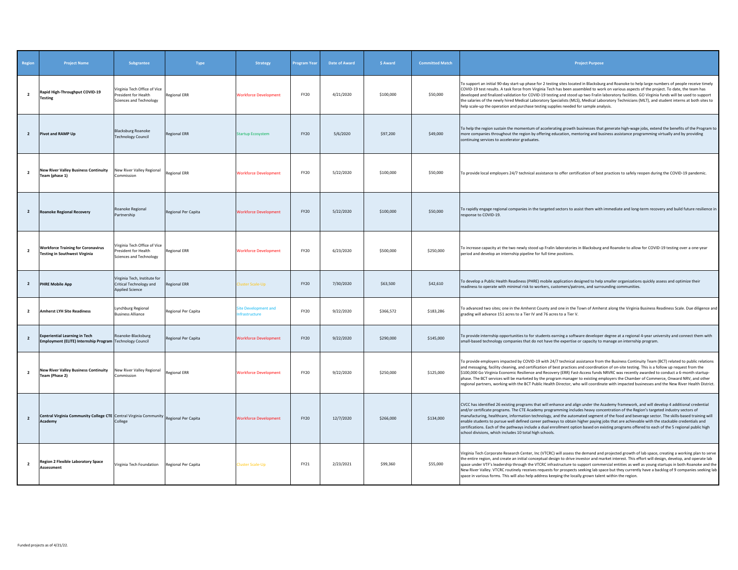| Region | Project Name | Subgrantee | Type | Strategy | Program Year | Date of Award | $ Award | Committed Match | Project Purpose |
|---|---|---|---|---|---|---|---|---|---|
| 2 | **Rapid High-Throughput COVID-19 Testing** | Virginia Tech Office of Vice President for Health Sciences and Technology | Regional ERR | Workforce Development | FY20 | 4/21/2020 | $100,000 | $50,000 | To support an initial 90-day start-up phase for 2 testing sites located in Blacksburg and Roanoke to help large numbers of people receive timely COVID-19 test results. A task force from Virginia Tech has been assembled to work on various aspects of the project. To date, the team has developed and finalized validation for COVID-19 testing and stood up two Fralin laboratory facilities. GO Virginia funds will be used to support the salaries of the newly hired Medical Laboratory Specialists (MLS), Medical Laboratory Technicians (MLT), and student interns at both sites to help scale-up the operation and purchase testing supplies needed for sample analysis. |
| 2 | **Pivot and RAMP Up** | Blacksburg Roanoke Technology Council | Regional ERR | Startup Ecosystem | FY20 | 5/6/2020 | $97,200 | $49,000 | To help the region sustain the momentum of accelerating growth businesses that generate high-wage jobs, extend the benefits of the Program to more companies throughout the region by offering education, mentoring and business assistance programming virtually and by providing continuing services to accelerator graduates. |
| 2 | **New River Valley Business Continuity Team (phase 1)** | New River Valley Regional Commission | Regional ERR | Workforce Development | FY20 | 5/22/2020 | $100,000 | $50,000 | To provide local employers 24/7 technical assistance to offer certification of best practices to safely reopen during the COVID-19 pandemic. |
| 2 | **Roanoke Regional Recovery** | Roanoke Regional Partnership | Regional Per Capita | Workforce Development | FY20 | 5/22/2020 | $100,000 | $50,000 | To rapidly engage regional companies in the targeted sectors to assist them with immediate and long-term recovery and build future resilience in response to COVID-19. |
| 2 | **Workforce Training for Coronavirus Testing in Southwest Virginia** | Virginia Tech Office of Vice President for Health Sciences and Technology | Regional ERR | Workforce Development | FY20 | 6/23/2020 | $500,000 | $250,000 | To increase capacity at the two newly stood up Fralin laboratories in Blacksburg and Roanoke to allow for COVID-19 testing over a one-year period and develop an internship pipeline for full time positions. |
| 2 | **PHRE Mobile App** | Virginia Tech, Institute for Critical Technology and Applied Science | Regional ERR | Cluster Scale-Up | FY20 | 7/30/2020 | $63,500 | $42,610 | To develop a Public Health Readiness (PHRE) mobile application designed to help smaller organizations quickly assess and optimize their readiness to operate with minimal risk to workers, customers/patrons, and surrounding communities. |
| 2 | **Amherst LYH Site Readiness** | Lynchburg Regional Business Alliance | Regional Per Capita | Site Development and Infrastructure | FY20 | 9/22/2020 | $366,572 | $183,286 | To advanced two sites; one in the Amherst County and one in the Town of Amherst along the Virginia Business Readiness Scale. Due diligence and grading will advance 151 acres to a Tier IV and 76 acres to a Tier V. |
| 2 | **Experiential Learning in Tech Employment (ELITE) Internship Program** | Roanoke-Blacksburg Technology Council | Regional Per Capita | Workforce Development | FY20 | 9/22/2020 | $290,000 | $145,000 | To provide internship opportunities to for students earning a software developer degree at a regional 4-year university and connect them with small-based technology companies that do not have the expertise or capacity to manage an internship program. |
| 2 | **New River Valley Business Continuity Team (Phase 2)** | New River Valley Regional Commission | Regional ERR | Workforce Development | FY20 | 9/22/2020 | $250,000 | $125,000 | To provide employers impacted by COVID-19 with 24/7 technical assistance from the Business Continuity Team (BCT) related to public relations and messaging, facility cleaning, and certification of best practices and coordination of on-site testing. This is a follow up request from the $100,000 Go Virginia Economic Resilience and Recovery (ERR) Fast-Access funds NRVRC was recently awarded to conduct a 6-month startup-phase. The BCT services will be marketed by the program manager to existing employers the Chamber of Commerce, Onward NRV, and other regional partners, working with the BCT Public Health Director, who will coordinate with impacted businesses and the New River Health District. |
| 2 | **Central Virginia Community College CTE Academy** | Central Virginia Community College | Regional Per Capita | Workforce Development | FY20 | 12/7/2020 | $266,000 | $134,000 | CVCC has identified 26 existing programs that will enhance and align under the Academy framework, and will develop 4 additional credential and/or certificate programs. The CTE Academy programming includes heavy concentration of the Region's targeted industry sectors of manufacturing, healthcare, information technology, and the automated segment of the food and beverage sector. The skills-based training will enable students to pursue well defined career pathways to obtain higher paying jobs that are achievable with the stackable credentials and certifications. Each of the pathways include a dual enrollment option based on existing programs offered to each of the 5 regional public high school divisions, which includes 10 total high schools. |
| 2 | **Region 2 Flexible Laboratory Space Assessment** | Virginia Tech Foundation | Regional Per Capita | Cluster Scale-Up | FY21 | 2/23/2021 | $99,360 | $55,000 | Virginia Tech Corporate Research Center, Inc (VTCRC) will assess the demand and projected growth of lab space, creating a working plan to serve the entire region, and create an initial conceptual design to drive investor and market interest. This effort will design, develop, and operate lab space under VTF's leadership through the VTCRC infrastructure to support commercial entities as well as young startups in both Roanoke and the New River Valley. VTCRC routinely receives requests for prospects seeking lab space but they currently have a backlog of 9 companies seeking lab space in various forms. This will also help address keeping the locally grown talent within the region. |

Funded projects as of 4/21/22.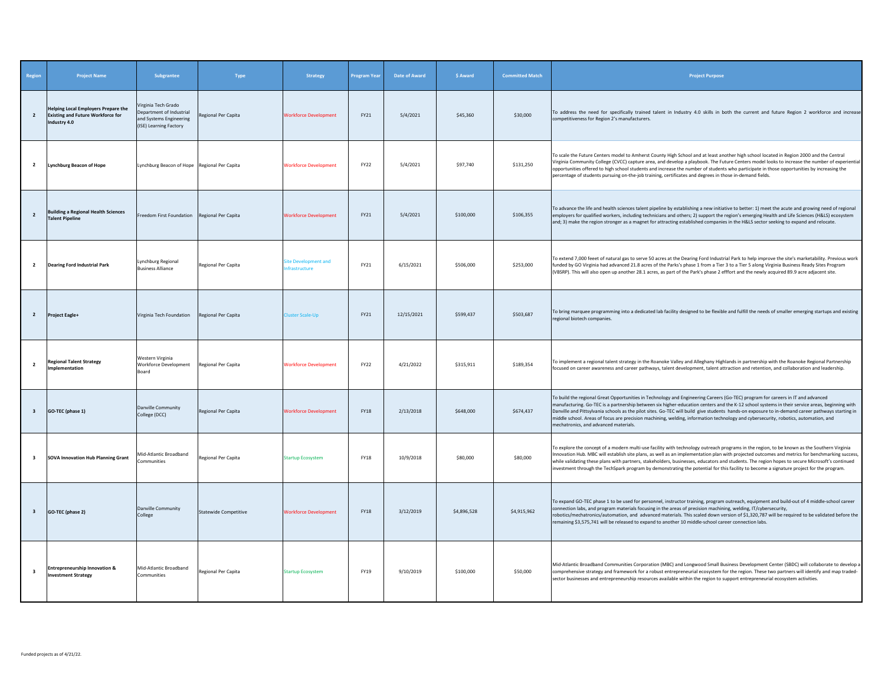| Region | Project Name | Subgrantee | Type | Strategy | Program Year | Date of Award | $ Award | Committed Match | Project Purpose |
|---|---|---|---|---|---|---|---|---|---|
| 2 | **Helping Local Employers Prepare the Existing and Future Workforce for Industry 4.0** | Virginia Tech Grado Department of Industrial and Systems Engineering (ISE) Learning Factory | Regional Per Capita | Workforce Development | FY21 | 5/4/2021 | $45,360 | $30,000 | To address the need for specifically trained talent in Industry 4.0 skills in both the current and future Region 2 workforce and increase competitiveness for Region 2's manufacturers. |
| 2 | **Lynchburg Beacon of Hope** | Lynchburg Beacon of Hope | Regional Per Capita | Workforce Development | FY22 | 5/4/2021 | $97,740 | $131,250 | To scale the Future Centers model to Amherst County High School and at least another high school located in Region 2000 and the Central Virginia Community College (CVCC) capture area, and develop a playbook. The Future Centers model looks to increase the number of experiential opportunities offered to high school students and increase the number of students who participate in those opportunities by increasing the percentage of students pursuing on-the-job training, certificates and degrees in those in-demand fields. |
| 2 | **Building a Regional Health Sciences Talent Pipeline** | Freedom First Foundation | Regional Per Capita | Workforce Development | FY21 | 5/4/2021 | $100,000 | $106,355 | To advance the life and health sciences talent pipeline by establishing a new initiative to better: 1) meet the acute and growing need of regional employers for qualified workers, including technicians and others; 2) support the region's emerging Health and Life Sciences (H&LS) ecosystem and; 3) make the region stronger as a magnet for attracting established companies in the H&LS sector seeking to expand and relocate. |
| 2 | **Dearing Ford Industrial Park** | Lynchburg Regional Business Alliance | Regional Per Capita | Site Development and Infrastructure | FY21 | 6/15/2021 | $506,000 | $253,000 | To extend 7,000 feeet of natural gas to serve 50 acres at the Dearing Ford Industrial Park to help improve the site's marketability. Previous work funded by GO Virginia had advanced 21.8 acres of the Parks's phase 1 from a Tier 3 to a Tier 5 along Virginia Business Ready Sites Program (VBSRP). This will also open up another 28.1 acres, as part of the Park's phase 2 efffort and the newly acquired 89.9 acre adjacent site. |
| 2 | **Project Eagle+** | Virginia Tech Foundation | Regional Per Capita | Cluster Scale-Up | FY21 | 12/15/2021 | $599,437 | $503,687 | To bring marquee programming into a dedicated lab facility designed to be flexible and fulfill the needs of smaller emerging startups and existing regional biotech companies. |
| 2 | **Regional Talent Strategy Implementation** | Western Virginia Workforce Development Board | Regional Per Capita | Workforce Development | FY22 | 4/21/2022 | $315,911 | $189,354 | To implement a regional talent strategy in the Roanoke Valley and Alleghany Highlands in partnership with the Roanoke Regional Partnership focused on career awareness and career pathways, talent development, talent attraction and retention, and collaboration and leadership. |
| 3 | **GO-TEC (phase 1)** | Danville Community College (DCC) | Regional Per Capita | Workforce Development | FY18 | 2/13/2018 | $648,000 | $674,437 | To build the regional Great Opportunities in Technology and Engineering Careers (Go-TEC) program for careers in IT and advanced manufacturing. Go-TEC is a partnership between six higher-education centers and the K-12 school systems in their service areas, beginning with Danville and Pittsylvania schools as the pilot sites. Go-TEC will build give students hands-on exposure to in-demand career pathways starting in middle school. Areas of focus are precision machining, welding, information technology and cybersecurity, robotics, automation, and mechatronics, and advanced materials. |
| 3 | **SOVA Innovation Hub Planning Grant** | Mid-Atlantic Broadband Communities | Regional Per Capita | Startup Ecosystem | FY18 | 10/9/2018 | $80,000 | $80,000 | To explore the concept of a modern multi-use facility with technology outreach programs in the region, to be known as the Southern Virginia Innovation Hub. MBC will establish site plans, as well as an implementation plan with projected outcomes and metrics for benchmarking success, while validating these plans with partners, stakeholders, businesses, educators and students. The region hopes to secure Microsoft's continued investment through the TechSpark program by demonstrating the potential for this facility to become a signature project for the program. |
| 3 | **GO-TEC (phase 2)** | Danville Community College | Statewide Competitive | Workforce Development | FY18 | 3/12/2019 | $4,896,528 | $4,915,962 | To expand GO-TEC phase 1 to be used for personnel, instructor training, program outreach, equipment and build-out of 4 middle-school career connection labs, and program materials focusing in the areas of precision machining, welding, IT/cybersecurity, robotics/mechatronics/automation, and advanced materials. This scaled down version of $1,320,787 will be required to be validated before the remaining $3,575,741 will be released to expand to another 10 middle-school career connection labs. |
| 3 | **Entrepreneurship Innovation & Investment Strategy** | Mid-Atlantic Broadband Communities | Regional Per Capita | Startup Ecosystem | FY19 | 9/10/2019 | $100,000 | $50,000 | Mid-Atlantic Broadband Communities Corporation (MBC) and Longwood Small Business Development Center (SBDC) will collaborate to develop a comprehensive strategy and framework for a robust entrepreneurial ecosystem for the region. These two partners will identify and map traded-sector businesses and entrepreneurship resources available within the region to support entrepreneurial ecosystem activities. |

Funded projects as of 4/21/22.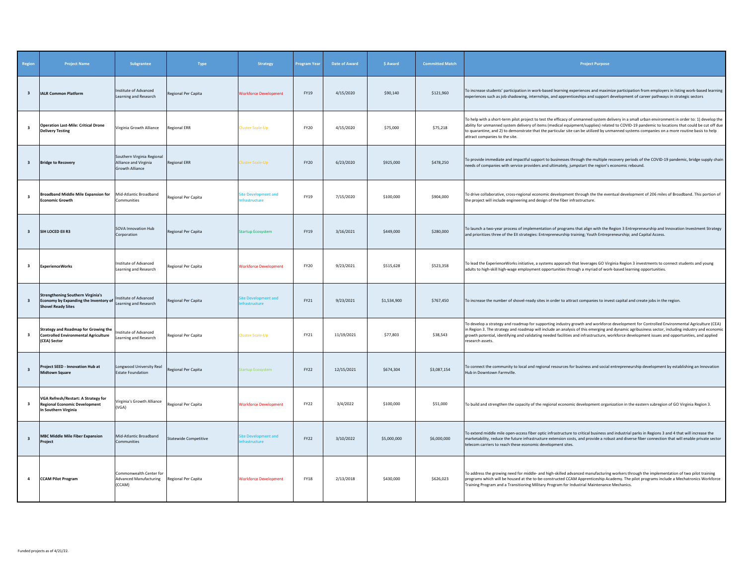| Region | Project Name | Subgrantee | Type | Strategy | Program Year | Date of Award | $ Award | Committed Match | Project Purpose |
|---|---|---|---|---|---|---|---|---|---|
| 3 | **IALR Common Platform** | Institute of Advanced Learning and Research | Regional Per Capita | Workforce Development | FY19 | 4/15/2020 | $90,140 | $121,960 | To increase students' participation in work-based learning experiences and maximize participation from employers in listing work-based learning experiences such as job shadowing, internships, and apprenticeships and support development of career pathways in strategic sectors |
| 3 | **Operation Last-Mile: Critical Drone Delivery Testing** | Virginia Growth Alliance | Regional ERR | Cluster Scale-Up | FY20 | 4/15/2020 | $75,000 | $75,218 | To help with a short-term pilot project to test the efficacy of unmanned system delivery in a small urban environment in order to: 1) develop the ability for unmanned system delivery of items (medical equipment/supplies) related to COVID-19 pandemic to locations that could be cut off due to quarantine, and 2) to demonstrate that the particular site can be utilized by unmanned systems companies on a more routine basis to help attract companies to the site. |
| 3 | **Bridge to Recovery** | Southern Virginia Regional Alliance and Virginia Growth Alliance | Regional ERR | Cluster Scale-Up | FY20 | 6/23/2020 | $925,000 | $478,250 | To provide immediate and impactful support to businesses through the multiple recovery periods of the COVID-19 pandemic, bridge supply chain needs of companies with service providers and ultimately, jumpstart the region's economic rebound. |
| 3 | **Broadband Middle Mile Expansion for Economic Growth** | Mid-Atlantic Broadband Communities | Regional Per Capita | Site Development and Infrastructure | FY19 | 7/15/2020 | $100,000 | $904,000 | To drive collaborative, cross-regional economic development through the the eventual development of 206 miles of Broadband. This portion of the project will include engineering and design of the fiber infrastructure. |
| 3 | **SIH LOCED EII R3** | SOVA Innovation Hub Corporation | Regional Per Capita | Startup Ecosystem | FY19 | 3/16/2021 | $449,000 | $280,000 | To launch a two-year process of implementation of programs that align with the Region 3 Entrepreneurship and Innovation Investment Strategy and prioritizes three of the EII strategies: Entrepreneurship training; Youth Entrepreneurship; and Capital Access. |
| 3 | **ExperienceWorks** | Institute of Advanced Learning and Research | Regional Per Capita | Workforce Development | FY20 | 9/23/2021 | $515,628 | $523,358 | To lead the ExperienceWorks initiative, a systems apporach that leverages GO Virginia Region 3 investments to connect students and young adults to high-skill high-wage employment opportunities through a myriad of work-based learning opportunities. |
| 3 | **Strengthening Southern Virginia's Economy by Expanding the Inventory of Shovel Ready Sites** | Institute of Advanced Learning and Research | Regional Per Capita | Site Development and Infrastructure | FY21 | 9/23/2021 | $1,534,900 | $767,450 | To increase the number of shovel-ready sites in order to attract companies to invest capital and create jobs in the region. |
| 3 | **Strategy and Roadmap for Growing the Controlled Environmental Agriculture (CEA) Sector** | Institute of Advanced Learning and Research | Regional Per Capita | Cluster Scale-Up | FY21 | 11/19/2021 | $77,803 | $38,543 | To develop a strategy and roadmap for supporting industry growth and workforce development for Controlled Environmental Agriculture (CEA) in Region 3. The strategy and roadmap will include an analysis of this emerging and dynamic agribusiness sector, including industry and economic growth potential, identifying and validating needed facilities and infrastructure, workforce development issues and opportunities, and applied research assets. |
| 3 | **Project SEED - Innovation Hub at Midtown Square** | Longwood University Real Estate Foundation | Regional Per Capita | Startup Ecosystem | FY22 | 12/15/2021 | $674,304 | $3,087,154 | To connect the community to local and regional resources for business and social entrepreneurship development by establishing an Innovation Hub in Downtown Farmville. |
| 3 | **VGA Refresh/Restart: A Strategy for Regional Economic Development In Southern Virginia** | Virginia's Growth Alliance (VGA) | Regional Per Capita | Workforce Development | FY22 | 3/4/2022 | $100,000 | $51,000 | To build and strengthen the capacity of the regional economic development organization in the eastern subregion of GO Virginia Region 3. |
| 3 | **MBC Middle Mile Fiber Expansion Project** | Mid-Atlantic Broadband Communities | Statewide Competitive | Site Development and Infrastructure | FY22 | 3/10/2022 | $5,000,000 | $6,000,000 | To extend middle mile open-access fiber optic infrastructure to critical business and industrial parks in Regions 3 and 4 that will increase the marketability, reduce the future infrastructure extension costs, and provide a robust and diverse fiber connection that will enable private sector telecom carriers to reach these economic development sites. |
| 4 | **CCAM Pilot Program** | Commonwealth Center for Advanced Manufacturing (CCAM) | Regional Per Capita | Workforce Development | FY18 | 2/13/2018 | $430,000 | $626,023 | To address the growing need for middle- and high-skilled advanced manufacturing workers through the implementation of two pilot training programs which will be housed at the to-be-constructed CCAM Apprenticeship Academy. The pilot programs include a Mechatronics Workforce Training Program and a Transitioning Military Program for Industrial Maintenance Mechanics. |

Funded projects as of 4/21/22.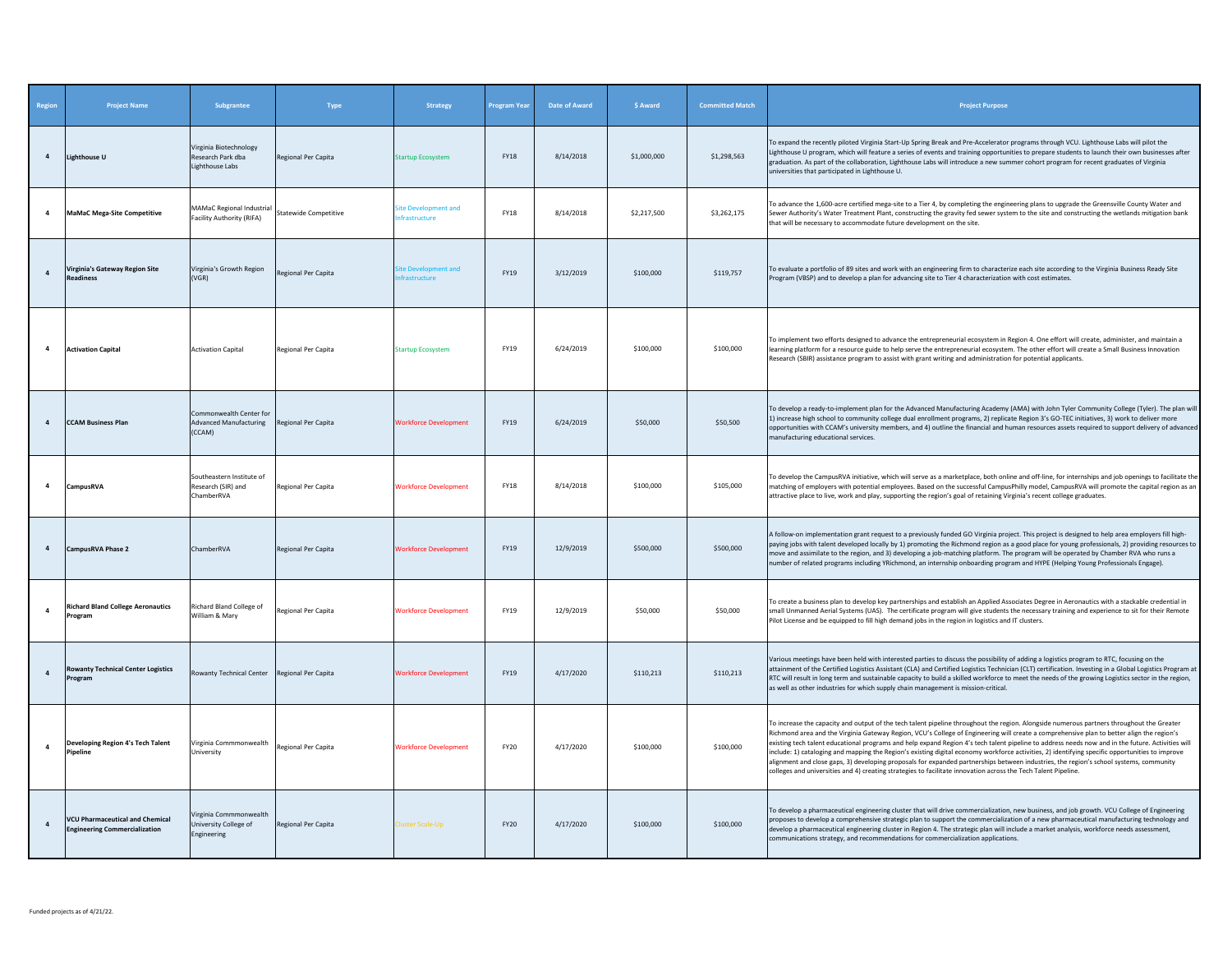| Region | Project Name | Subgrantee | Type | Strategy | Program Year | Date of Award | $ Award | Committed Match | Project Purpose |
|---|---|---|---|---|---|---|---|---|---|
| 4 | **Lighthouse U** | Virginia Biotechnology Research Park dba Lighthouse Labs | Regional Per Capita | Startup Ecosystem | FY18 | 8/14/2018 | $1,000,000 | $1,298,563 | To expand the recently piloted Virginia Start-Up Spring Break and Pre-Accelerator programs through VCU. Lighthouse Labs will pilot the Lighthouse U program, which will feature a series of events and training opportunities to prepare students to launch their own businesses after graduation. As part of the collaboration, Lighthouse Labs will introduce a new summer cohort program for recent graduates of Virginia universities that participated in Lighthouse U. |
| 4 | **MaMaC Mega-Site Competitive** | MAMaC Regional Industrial Facility Authority (RIFA) | Statewide Competitive | Site Development and Infrastructure | FY18 | 8/14/2018 | $2,217,500 | $3,262,175 | To advance the 1,600-acre certified mega-site to a Tier 4, by completing the engineering plans to upgrade the Greensville County Water and Sewer Authority's Water Treatment Plant, constructing the gravity fed sewer system to the site and constructing the wetlands mitigation bank that will be necessary to accommodate future development on the site. |
| 4 | **Virginia's Gateway Region Site Readiness** | Virginia's Growth Region (VGR) | Regional Per Capita | Site Development and Infrastructure | FY19 | 3/12/2019 | $100,000 | $119,757 | To evaluate a portfolio of 89 sites and work with an engineering firm to characterize each site according to the Virginia Business Ready Site Program (VBSP) and to develop a plan for advancing site to Tier 4 characterization with cost estimates. |
| 4 | **Activation Capital** | Activation Capital | Regional Per Capita | Startup Ecosystem | FY19 | 6/24/2019 | $100,000 | $100,000 | To implement two efforts designed to advance the entrepreneurial ecosystem in Region 4. One effort will create, administer, and maintain a learning platform for a resource guide to help serve the entrepreneurial ecosystem. The other effort will create a Small Business Innovation Research (SBIR) assistance program to assist with grant writing and administration for potential applicants. |
| 4 | **CCAM Business Plan** | Commonwealth Center for Advanced Manufacturing (CCAM) | Regional Per Capita | Workforce Development | FY19 | 6/24/2019 | $50,000 | $50,500 | To develop a ready-to-implement plan for the Advanced Manufacturing Academy (AMA) with John Tyler Community College (Tyler). The plan will 1) increase high school to community college dual enrollment programs, 2) replicate Region 3's GO-TEC initiatives, 3) work to deliver more opportunities with CCAM's university members, and 4) outline the financial and human resources assets required to support delivery of advanced manufacturing educational services. |
| 4 | **CampusRVA** | Southeastern Institute of Research (SIR) and ChamberRVA | Regional Per Capita | Workforce Development | FY18 | 8/14/2018 | $100,000 | $105,000 | To develop the CampusRVA initiative, which will serve as a marketplace, both online and off-line, for internships and job openings to facilitate the matching of employers with potential employees. Based on the successful CampusPhilly model, CampusRVA will promote the capital region as an attractive place to live, work and play, supporting the region's goal of retaining Virginia's recent college graduates. |
| 4 | **CampusRVA Phase 2** | ChamberRVA | Regional Per Capita | Workforce Development | FY19 | 12/9/2019 | $500,000 | $500,000 | A follow-on implementation grant request to a previously funded GO Virginia project. This project is designed to help area employers fill high-paying jobs with talent developed locally by 1) promoting the Richmond region as a good place for young professionals, 2) providing resources to move and assimilate to the region, and 3) developing a job-matching platform. The program will be operated by Chamber RVA who runs a number of related programs including YRichmond, an internship onboarding program and HYPE (Helping Young Professionals Engage). |
| 4 | **Richard Bland College Aeronautics Program** | Richard Bland College of William & Mary | Regional Per Capita | Workforce Development | FY19 | 12/9/2019 | $50,000 | $50,000 | To create a business plan to develop key partnerships and establish an Applied Associates Degree in Aeronautics with a stackable credential in small Unmanned Aerial Systems (UAS). The certificate program will give students the necessary training and experience to sit for their Remote Pilot License and be equipped to fill high demand jobs in the region in logistics and IT clusters. |
| 4 | **Rowanty Technical Center Logistics Program** | Rowanty Technical Center | Regional Per Capita | Workforce Development | FY19 | 4/17/2020 | $110,213 | $110,213 | Various meetings have been held with interested parties to discuss the possibility of adding a logistics program to RTC, focusing on the attainment of the Certified Logistics Assistant (CLA) and Certified Logistics Technician (CLT) certification. Investing in a Global Logistics Program at RTC will result in long term and sustainable capacity to build a skilled workforce to meet the needs of the growing Logistics sector in the region, as well as other industries for which supply chain management is mission-critical. |
| 4 | **Developing Region 4's Tech Talent Pipeline** | Virginia Commmonwealth University | Regional Per Capita | Workforce Development | FY20 | 4/17/2020 | $100,000 | $100,000 | To increase the capacity and output of the tech talent pipeline throughout the region. Alongside numerous partners throughout the Greater Richmond area and the Virginia Gateway Region, VCU's College of Engineering will create a comprehensive plan to better align the region's existing tech talent educational programs and help expand Region 4's tech talent pipeline to address needs now and in the future. Activities will include: 1) cataloging and mapping the Region's existing digital economy workforce activities, 2) identifying specific opportunities to improve alignment and close gaps, 3) developing proposals for expanded partnerships between industries, the region's school systems, community colleges and universities and 4) creating strategies to facilitate innovation across the Tech Talent Pipeline. |
| 4 | **VCU Pharmaceutical and Chemical Engineering Commercialization** | Virginia Commmonwealth University College of Engineering | Regional Per Capita | Cluster Scale-Up | FY20 | 4/17/2020 | $100,000 | $100,000 | To develop a pharmaceutical engineering cluster that will drive commercialization, new business, and job growth. VCU College of Engineering proposes to develop a comprehensive strategic plan to support the commercialization of a new pharmaceutical manufacturing technology and develop a pharmaceutical engineering cluster in Region 4. The strategic plan will include a market analysis, workforce needs assessment, communications strategy, and recommendations for commercialization applications. |

Funded projects as of 4/21/22.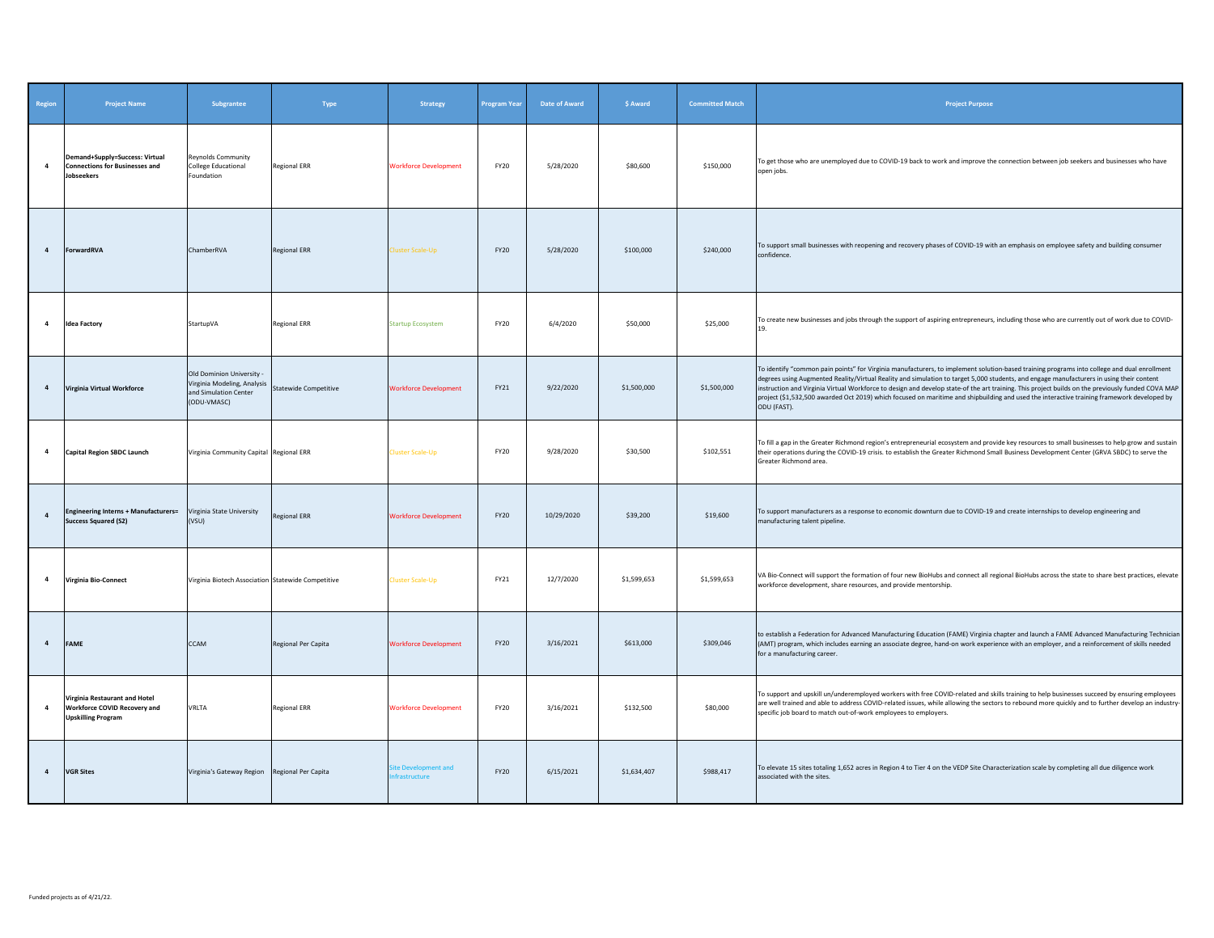| Region | Project Name | Subgrantee | Type | Strategy | Program Year | Date of Award | $ Award | Committed Match | Project Purpose |
|---|---|---|---|---|---|---|---|---|---|
| 4 | **Demand+Supply=Success: Virtual Connections for Businesses and Jobseekers** | Reynolds Community College Educational Foundation | Regional ERR | Workforce Development | FY20 | 5/28/2020 | $80,600 | $150,000 | To get those who are unemployed due to COVID-19 back to work and improve the connection between job seekers and businesses who have open jobs. |
| 4 | **ForwardRVA** | ChamberRVA | Regional ERR | Cluster Scale-Up | FY20 | 5/28/2020 | $100,000 | $240,000 | To support small businesses with reopening and recovery phases of COVID-19 with an emphasis on employee safety and building consumer confidence. |
| 4 | **Idea Factory** | StartupVA | Regional ERR | Startup Ecosystem | FY20 | 6/4/2020 | $50,000 | $25,000 | To create new businesses and jobs through the support of aspiring entrepreneurs, including those who are currently out of work due to COVID-19. |
| 4 | **Virginia Virtual Workforce** | Old Dominion University - Virginia Modeling, Analysis and Simulation Center (ODU-VMASC) | Statewide Competitive | Workforce Development | FY21 | 9/22/2020 | $1,500,000 | $1,500,000 | To identify "common pain points" for Virginia manufacturers, to implement solution-based training programs into college and dual enrollment degrees using Augmented Reality/Virtual Reality and simulation to target 5,000 students, and engage manufacturers in using their content instruction and Virginia Virtual Workforce to design and develop state-of the art training. This project builds on the previously funded COVA MAP project ($1,532,500 awarded Oct 2019) which focused on maritime and shipbuilding and used the interactive training framework developed by ODU (FAST). |
| 4 | **Capital Region SBDC Launch** | Virginia Community Capital | Regional ERR | Cluster Scale-Up | FY20 | 9/28/2020 | $30,500 | $102,551 | To fill a gap in the Greater Richmond region's entrepreneurial ecosystem and provide key resources to small businesses to help grow and sustain their operations during the COVID-19 crisis. to establish the Greater Richmond Small Business Development Center (GRVA SBDC) to serve the Greater Richmond area. |
| 4 | **Engineering Interns + Manufacturers= Success Squared (S2)** | Virginia State University (VSU) | Regional ERR | Workforce Development | FY20 | 10/29/2020 | $39,200 | $19,600 | To support manufacturers as a response to economic downturn due to COVID-19 and create internships to develop engineering and manufacturing talent pipeline. |
| 4 | **Virginia Bio-Connect** | Virginia Biotech Association | Statewide Competitive | Cluster Scale-Up | FY21 | 12/7/2020 | $1,599,653 | $1,599,653 | VA Bio-Connect will support the formation of four new BioHubs and connect all regional BioHubs across the state to share best practices, elevate workforce development, share resources, and provide mentorship. |
| 4 | **FAME** | CCAM | Regional Per Capita | Workforce Development | FY20 | 3/16/2021 | $613,000 | $309,046 | to establish a Federation for Advanced Manufacturing Education (FAME) Virginia chapter and launch a FAME Advanced Manufacturing Technician (AMT) program, which includes earning an associate degree, hand-on work experience with an employer, and a reinforcement of skills needed for a manufacturing career. |
| 4 | **Virginia Restaurant and Hotel Workforce COVID Recovery and Upskilling Program** | VRLTA | Regional ERR | Workforce Development | FY20 | 3/16/2021 | $132,500 | $80,000 | To support and upskill un/underemployed workers with free COVID-related and skills training to help businesses succeed by ensuring employees are well trained and able to address COVID-related issues, while allowing the sectors to rebound more quickly and to further develop an industry-specific job board to match out-of-work employees to employers. |
| 4 | **VGR Sites** | Virginia's Gateway Region | Regional Per Capita | Site Development and Infrastructure | FY20 | 6/15/2021 | $1,634,407 | $988,417 | To elevate 15 sites totaling 1,652 acres in Region 4 to Tier 4 on the VEDP Site Characterization scale by completing all due diligence work associated with the sites. |

Funded projects as of 4/21/22.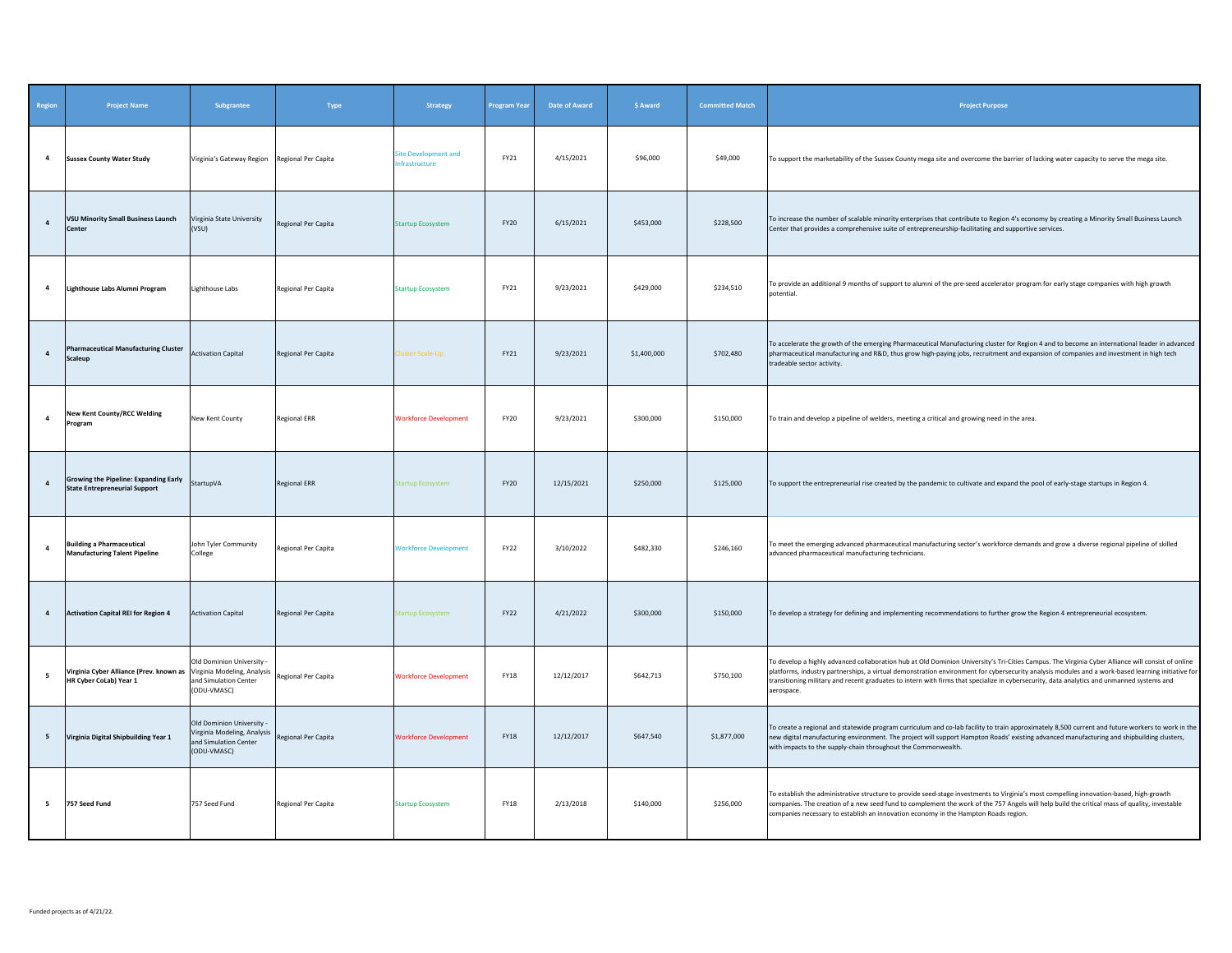| Region | Project Name | Subgrantee | Type | Strategy | Program Year | Date of Award | $ Award | Committed Match | Project Purpose |
|---|---|---|---|---|---|---|---|---|---|
| 4 | **Sussex County Water Study** | Virginia's Gateway Region | Regional Per Capita | Site Development and Infrastructure | FY21 | 4/15/2021 | $96,000 | $49,000 | To support the marketability of the Sussex County mega site and overcome the barrier of lacking water capacity to serve the mega site. |
| 4 | **VSU Minority Small Business Launch Center** | Virginia State University (VSU) | Regional Per Capita | Startup Ecosystem | FY20 | 6/15/2021 | $453,000 | $228,500 | To increase the number of scalable minority enterprises that contribute to Region 4's economy by creating a Minority Small Business Launch Center that provides a comprehensive suite of entrepreneurship-facilitating and supportive services. |
| 4 | **Lighthouse Labs Alumni Program** | Lighthouse Labs | Regional Per Capita | Startup Ecosystem | FY21 | 9/23/2021 | $429,000 | $234,510 | To provide an additional 9 months of support to alumni of the pre-seed accelerator program for early stage companies with high growth potential. |
| 4 | **Pharmaceutical Manufacturing Cluster Scaleup** | Activation Capital | Regional Per Capita | Cluster Scale-Up | FY21 | 9/23/2021 | $1,400,000 | $702,480 | To accelerate the growth of the emerging Pharmaceutical Manufacturing cluster for Region 4 and to become an international leader in advanced pharmaceutical manufacturing and R&D, thus grow high-paying jobs, recruitment and expansion of companies and investment in high tech tradeable sector activity. |
| 4 | **New Kent County/RCC Welding Program** | New Kent County | Regional ERR | Workforce Development | FY20 | 9/23/2021 | $300,000 | $150,000 | To train and develop a pipeline of welders, meeting a critical and growing need in the area. |
| 4 | **Growing the Pipeline: Expanding Early State Entrepreneurial Support** | StartupVA | Regional ERR | Startup Ecosystem | FY20 | 12/15/2021 | $250,000 | $125,000 | To support the entrepreneurial rise created by the pandemic to cultivate and expand the pool of early-stage startups in Region 4. |
| 4 | **Building a Pharmaceutical Manufacturing Talent Pipeline** | John Tyler Community College | Regional Per Capita | Workforce Development | FY22 | 3/10/2022 | $482,330 | $246,160 | To meet the emerging advanced pharmaceutical manufacturing sector's workforce demands and grow a diverse regional pipeline of skilled advanced pharmaceutical manufacturing technicians. |
| 4 | **Activation Capital REI for Region 4** | Activation Capital | Regional Per Capita | Startup Ecosystem | FY22 | 4/21/2022 | $300,000 | $150,000 | To develop a strategy for defining and implementing recommendations to further grow the Region 4 entrepreneurial ecosystem. |
| 5 | **Virginia Cyber Alliance (Prev. known as HR Cyber CoLab) Year 1** | Old Dominion University - Virginia Modeling, Analysis and Simulation Center (ODU-VMASC) | Regional Per Capita | Workforce Development | FY18 | 12/12/2017 | $642,713 | $750,100 | To develop a highly advanced collaboration hub at Old Dominion University's Tri-Cities Campus. The Virginia Cyber Alliance will consist of online platforms, industry partnerships, a virtual demonstration environment for cybersecurity analysis modules and a work-based learning initiative for transitioning military and recent graduates to intern with firms that specialize in cybersecurity, data analytics and unmanned systems and aerospace. |
| 5 | **Virginia Digital Shipbuilding Year 1** | Old Dominion University - Virginia Modeling, Analysis and Simulation Center (ODU-VMASC) | Regional Per Capita | Workforce Development | FY18 | 12/12/2017 | $647,540 | $1,877,000 | To create a regional and statewide program curriculum and co-lab facility to train approximately 8,500 current and future workers to work in the new digital manufacturing environment. The project will support Hampton Roads' existing advanced manufacturing and shipbuilding clusters, with impacts to the supply-chain throughout the Commonwealth. |
| 5 | **757 Seed Fund** | 757 Seed Fund | Regional Per Capita | Startup Ecosystem | FY18 | 2/13/2018 | $140,000 | $256,000 | To establish the administrative structure to provide seed-stage investments to Virginia's most compelling innovation-based, high-growth companies. The creation of a new seed fund to complement the work of the 757 Angels will help build the critical mass of quality, investable companies necessary to establish an innovation economy in the Hampton Roads region. |

Funded projects as of 4/21/22.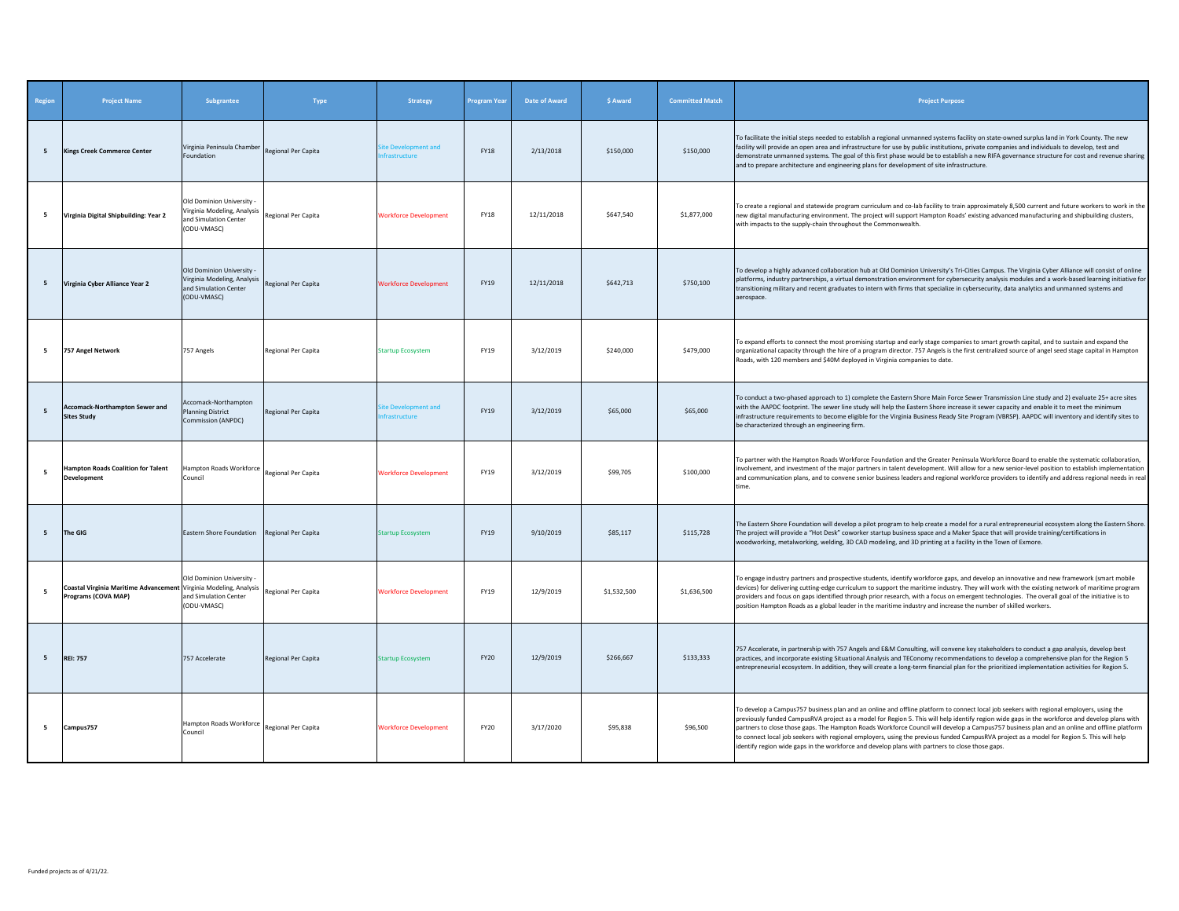| Region | Project Name | Subgrantee | Type | Strategy | Program Year | Date of Award | $ Award | Committed Match | Project Purpose |
|---|---|---|---|---|---|---|---|---|---|
| 5 | **Kings Creek Commerce Center** | Virginia Peninsula Chamber Foundation | Regional Per Capita | Site Development and Infrastructure | FY18 | 2/13/2018 | $150,000 | $150,000 | To facilitate the initial steps needed to establish a regional unmanned systems facility on state-owned surplus land in York County. The new facility will provide an open area and infrastructure for use by public institutions, private companies and individuals to develop, test and demonstrate unmanned systems. The goal of this first phase would be to establish a new RIFA governance structure for cost and revenue sharing and to prepare architecture and engineering plans for development of site infrastructure. |
| 5 | **Virginia Digital Shipbuilding: Year 2** | Old Dominion University - Virginia Modeling, Analysis and Simulation Center (ODU-VMASC) | Regional Per Capita | Workforce Development | FY18 | 12/11/2018 | $647,540 | $1,877,000 | To create a regional and statewide program curriculum and co-lab facility to train approximately 8,500 current and future workers to work in the new digital manufacturing environment. The project will support Hampton Roads' existing advanced manufacturing and shipbuilding clusters, with impacts to the supply-chain throughout the Commonwealth. |
| 5 | **Virginia Cyber Alliance Year 2** | Old Dominion University - Virginia Modeling, Analysis and Simulation Center (ODU-VMASC) | Regional Per Capita | Workforce Development | FY19 | 12/11/2018 | $642,713 | $750,100 | To develop a highly advanced collaboration hub at Old Dominion University's Tri-Cities Campus. The Virginia Cyber Alliance will consist of online platforms, industry partnerships, a virtual demonstration environment for cybersecurity analysis modules and a work-based learning initiative for transitioning military and recent graduates to intern with firms that specialize in cybersecurity, data analytics and unmanned systems and aerospace. |
| 5 | **757 Angel Network** | 757 Angels | Regional Per Capita | Startup Ecosystem | FY19 | 3/12/2019 | $240,000 | $479,000 | To expand efforts to connect the most promising startup and early stage companies to smart growth capital, and to sustain and expand the organizational capacity through the hire of a program director. 757 Angels is the first centralized source of angel seed stage capital in Hampton Roads, with 120 members and $40M deployed in Virginia companies to date. |
| 5 | **Accomack-Northampton Sewer and Sites Study** | Accomack-Northampton Planning District Commission (ANPDC) | Regional Per Capita | Site Development and Infrastructure | FY19 | 3/12/2019 | $65,000 | $65,000 | To conduct a two-phased approach to 1) complete the Eastern Shore Main Force Sewer Transmission Line study and 2) evaluate 25+ acre sites with the AAPDC footprint. The sewer line study will help the Eastern Shore increase it sewer capacity and enable it to meet the minimum infrastructure requirements to become eligible for the Virginia Business Ready Site Program (VBRSP). AAPDC will inventory and identify sites to be characterized through an engineering firm. |
| 5 | **Hampton Roads Coalition for Talent Development** | Hampton Roads Workforce Council | Regional Per Capita | Workforce Development | FY19 | 3/12/2019 | $99,705 | $100,000 | To partner with the Hampton Roads Workforce Foundation and the Greater Peninsula Workforce Board to enable the systematic collaboration, involvement, and investment of the major partners in talent development. Will allow for a new senior-level position to establish implementation and communication plans, and to convene senior business leaders and regional workforce providers to identify and address regional needs in real time. |
| 5 | **The GIG** | Eastern Shore Foundation | Regional Per Capita | Startup Ecosystem | FY19 | 9/10/2019 | $85,117 | $115,728 | The Eastern Shore Foundation will develop a pilot program to help create a model for a rural entrepreneurial ecosystem along the Eastern Shore. The project will provide a "Hot Desk" coworker startup business space and a Maker Space that will provide training/certifications in woodworking, metalworking, welding, 3D CAD modeling, and 3D printing at a facility in the Town of Exmore. |
| 5 | **Coastal Virginia Maritime Advancement Programs (COVA MAP)** | Old Dominion University - Virginia Modeling, Analysis and Simulation Center (ODU-VMASC) | Regional Per Capita | Workforce Development | FY19 | 12/9/2019 | $1,532,500 | $1,636,500 | To engage industry partners and prospective students, identify workforce gaps, and develop an innovative and new framework (smart mobile devices) for delivering cutting-edge curriculum to support the maritime industry. They will work with the existing network of maritime program providers and focus on gaps identified through prior research, with a focus on emergent technologies. The overall goal of the initiative is to position Hampton Roads as a global leader in the maritime industry and increase the number of skilled workers. |
| 5 | **REI: 757** | 757 Accelerate | Regional Per Capita | Startup Ecosystem | FY20 | 12/9/2019 | $266,667 | $133,333 | 757 Accelerate, in partnership with 757 Angels and E&M Consulting, will convene key stakeholders to conduct a gap analysis, develop best practices, and incorporate existing Situational Analysis and TEConomy recommendations to develop a comprehensive plan for the Region 5 entrepreneurial ecosystem. In addition, they will create a long-term financial plan for the prioritized implementation activities for Region 5. |
| 5 | **Campus757** | Hampton Roads Workforce Council | Regional Per Capita | Workforce Development | FY20 | 3/17/2020 | $95,838 | $96,500 | To develop a Campus757 business plan and an online and offline platform to connect local job seekers with regional employers, using the previously funded CampusRVA project as a model for Region 5. This will help identify region wide gaps in the workforce and develop plans with partners to close those gaps. The Hampton Roads Workforce Council will develop a Campus757 business plan and an online and offline platform to connect local job seekers with regional employers, using the previous funded CampusRVA project as a model for Region 5. This will help identify region wide gaps in the workforce and develop plans with partners to close those gaps. |

Funded projects as of 4/21/22.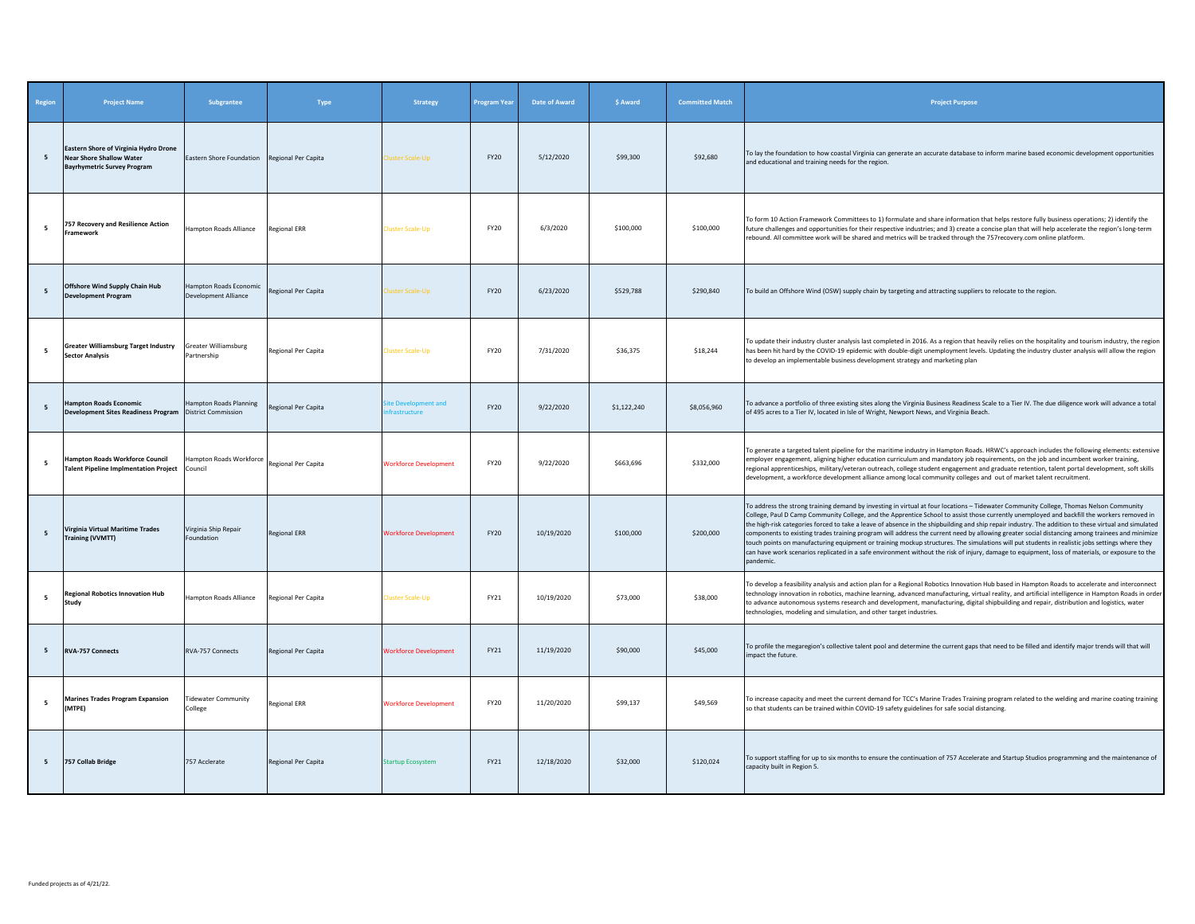| Region | Project Name | Subgrantee | Type | Strategy | Program Year | Date of Award | $ Award | Committed Match | Project Purpose |
|---|---|---|---|---|---|---|---|---|---|
| 5 | **Eastern Shore of Virginia Hydro Drone Near Shore Shallow Water Bayrhymetric Survey Program** | Eastern Shore Foundation | Regional Per Capita | Cluster Scale-Up | FY20 | 5/12/2020 | $99,300 | $92,680 | To lay the foundation to how coastal Virginia can generate an accurate database to inform marine based economic development opportunities and educational and training needs for the region. |
| 5 | **757 Recovery and Resilience Action Framework** | Hampton Roads Alliance | Regional ERR | Cluster Scale-Up | FY20 | 6/3/2020 | $100,000 | $100,000 | To form 10 Action Framework Committees to 1) formulate and share information that helps restore fully business operations; 2) identify the future challenges and opportunities for their respective industries; and 3) create a concise plan that will help accelerate the region's long-term rebound. All committee work will be shared and metrics will be tracked through the 757recovery.com online platform. |
| 5 | **Offshore Wind Supply Chain Hub Development Program** | Hampton Roads Economic Development Alliance | Regional Per Capita | Cluster Scale-Up | FY20 | 6/23/2020 | $529,788 | $290,840 | To build an Offshore Wind (OSW) supply chain by targeting and attracting suppliers to relocate to the region. |
| 5 | **Greater Williamsburg Target Industry Sector Analysis** | Greater Williamsburg Partnership | Regional Per Capita | Cluster Scale-Up | FY20 | 7/31/2020 | $36,375 | $18,244 | To update their industry cluster analysis last completed in 2016. As a region that heavily relies on the hospitality and tourism industry, the region has been hit hard by the COVID-19 epidemic with double-digit unemployment levels. Updating the industry cluster analysis will allow the region to develop an implementable business development strategy and marketing plan |
| 5 | **Hampton Roads Economic Development Sites Readiness Program** | Hampton Roads Planning District Commission | Regional Per Capita | Site Development and Infrastructure | FY20 | 9/22/2020 | $1,122,240 | $8,056,960 | To advance a portfolio of three existing sites along the Virginia Business Readiness Scale to a Tier IV. The due diligence work will advance a total of 495 acres to a Tier IV, located in Isle of Wright, Newport News, and Virginia Beach. |
| 5 | **Hampton Roads Workforce Council Talent Pipeline Implmentation Project** | Hampton Roads Workforce Council | Regional Per Capita | Workforce Development | FY20 | 9/22/2020 | $663,696 | $332,000 | To generate a targeted talent pipeline for the maritime industry in Hampton Roads. HRWC's approach includes the following elements: extensive employer engagement, aligning higher education curriculum and mandatory job requirements, on the job and incumbent worker training, regional apprenticeships, military/veteran outreach, college student engagement and graduate retention, talent portal development, soft skills development, a workforce development alliance among local community colleges and out of market talent recruitment. |
| 5 | **Virginia Virtual Maritime Trades Training (VVMTT)** | Virginia Ship Repair Foundation | Regional ERR | Workforce Development | FY20 | 10/19/2020 | $100,000 | $200,000 | To address the strong training demand by investing in virtual at four locations – Tidewater Community College, Thomas Nelson Community College, Paul D Camp Community College, and the Apprentice School to assist those currently unemployed and backfill the workers removed in the high-risk categories forced to take a leave of absence in the shipbuilding and ship repair industry. The addition to these virtual and simulated components to existing trades training program will address the current need by allowing greater social distancing among trainees and minimize touch points on manufacturing equipment or training mockup structures. The simulations will put students in realistic jobs settings where they can have work scenarios replicated in a safe environment without the risk of injury, damage to equipment, loss of materials, or exposure to the pandemic. |
| 5 | **Regional Robotics Innovation Hub Study** | Hampton Roads Alliance | Regional Per Capita | Cluster Scale-Up | FY21 | 10/19/2020 | $73,000 | $38,000 | To develop a feasibility analysis and action plan for a Regional Robotics Innovation Hub based in Hampton Roads to accelerate and interconnect technology innovation in robotics, machine learning, advanced manufacturing, virtual reality, and artificial intelligence in Hampton Roads in order to advance autonomous systems research and development, manufacturing, digital shipbuilding and repair, distribution and logistics, water technologies, modeling and simulation, and other target industries. |
| 5 | **RVA-757 Connects** | RVA-757 Connects | Regional Per Capita | Workforce Development | FY21 | 11/19/2020 | $90,000 | $45,000 | To profile the megaregion's collective talent pool and determine the current gaps that need to be filled and identify major trends will that will impact the future. |
| 5 | **Marines Trades Program Expansion (MTPE)** | Tidewater Community College | Regional ERR | Workforce Development | FY20 | 11/20/2020 | $99,137 | $49,569 | To increase capacity and meet the current demand for TCC's Marine Trades Training program related to the welding and marine coating training so that students can be trained within COVID-19 safety guidelines for safe social distancing. |
| 5 | **757 Collab Bridge** | 757 Acclerate | Regional Per Capita | Startup Ecosystem | FY21 | 12/18/2020 | $32,000 | $120,024 | To support staffing for up to six months to ensure the continuation of 757 Accelerate and Startup Studios programming and the maintenance of capacity built in Region 5. |

Funded projects as of 4/21/22.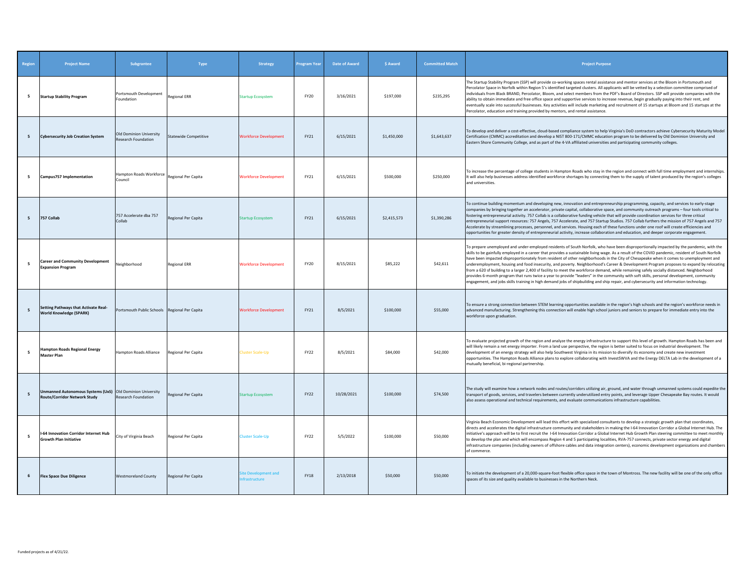| Region | Project Name | Subgrantee | Type | Strategy | Program Year | Date of Award | $ Award | Committed Match | Project Purpose |
|---|---|---|---|---|---|---|---|---|---|
| 5 | **Startup Stability Program** | Portsmouth Development Foundation | Regional ERR | Startup Ecosystem | FY20 | 3/16/2021 | $197,000 | $235,295 | The Startup Stability Program (SSP) will provide co-working spaces rental assistance and mentor services at the Bloom in Portsmouth and Percolator Space in Norfolk within Region 5's identified targeted clusters. All applicants will be vetted by a selection committee comprised of individuals from Black BRAND, Percolator, Bloom, and select members from the PDF's Board of Directors. SSP will provide companies with the ability to obtain immediate and free office space and supportive services to increase revenue, begin gradually paying into their rent, and eventually scale into successful businesses. Key activities will include marketing and recruitment of 15 startups at Bloom and 15 startups at the Percolator, education and training provided by mentors, and rental assistance. |
| 5 | **Cybersecurity Job Creation System** | Old Dominion University Research Foundation | Statewide Competitive | Workforce Development | FY21 | 6/15/2021 | $1,450,000 | $1,643,637 | To develop and deliver a cost-effective, cloud-based compliance system to help Virginia's DoD contractors achieve Cybersecurity Maturity Model Certification (CMMC) accreditation and develop a NIST 800-171/CMMC education program to be delivered by Old Dominion University and Eastern Shore Community College, and as part of the 4-VA affiliated universities and participating community colleges. |
| 5 | **Campus757 Implementation** | Hampton Roads Workforce Council | Regional Per Capita | Workforce Development | FY21 | 6/15/2021 | $500,000 | $250,000 | To increase the percentage of college students in Hampton Roads who stay in the region and connect with full time employment and internships. It will also help businesses address identified workforce shortages by connecting them to the supply of talent produced by the region's colleges and universities. |
| 5 | **757 Collab** | 757 Accelerate dba 757 Collab | Regional Per Capita | Startup Ecosystem | FY21 | 6/15/2021 | $2,415,573 | $1,390,286 | To continue building momentum and developing new, innovation and entrepreneurship programming, capacity, and services to early-stage companies by bringing together an accelerator, private capital, collaborative space, and community outreach programs – four tools critical to fostering entrepreneurial activity. 757 Collab is a collaborative funding vehicle that will provide coordination services for three critical entrepreneurial support resources: 757 Angels, 757 Accelerate, and 757 Startup Studios. 757 Collab furthers the mission of 757 Angels and 757 Accelerate by streamlining processes, personnel, and services. Housing each of these functions under one roof will create efficiencies and opportunities for greater density of entrepreneurial activity, increase collaboration and education, and deeper corporate engagement. |
| 5 | **Career and Community Development Expansion Program** | Neighborhood | Regional ERR | Workforce Development | FY20 | 8/15/2021 | $85,222 | $42,611 | To prepare unemployed and under-employed residents of South Norfolk, who have been disproportionally impacted by the pandemic, with the skills to be gainfully employed in a career that provides a sustainable living wage. As a result of the COVID pandemic, resident of South Norfolk have been impacted disproportionately from resident of other neighborhoods in the City of Chesapeake when it comes to unemployment and underemployment, housing and food insecurity, and poverty. Neighborhood's Career & Development Program proposes to expand by relocating from a 620 sf building to a larger 2,400 sf facility to meet the workforce demand, while remaining safely socially distanced. Neighborhood provides 6-month program that runs twice a year to provide "leaders" in the community with soft skills, personal development, community engagement, and jobs skills training in high demand jobs of shipbuilding and ship repair, and cybersecurity and information technology. |
| 5 | **Setting Pathways that Activate Real-World Knowledge (SPARK)** | Portsmouth Public Schools | Regional Per Capita | Workforce Development | FY21 | 8/5/2021 | $100,000 | $55,000 | To ensure a strong connection between STEM learning opportunities available in the region's high schools and the region's workforce needs in advanced manufacturing. Strengthening this connection will enable high school juniors and seniors to prepare for immediate entry into the workforce upon graduation. |
| 5 | **Hampton Roads Regional Energy Master Plan** | Hampton Roads Alliance | Regional Per Capita | Cluster Scale-Up | FY22 | 8/5/2021 | $84,000 | $42,000 | To evaluate projected growth of the region and analyze the energy infrastructure to support this level of growth. Hampton Roads has been and will likely remain a net energy importer. From a land use perspective, the region is better suited to focus on industrial development. The development of an energy strategy will also help Southwest Virginia in its mission to diversify its economy and create new investment opportunities. The Hampton Roads Alliance plans to explore collaborating with InvestSWVA and the Energy DELTA Lab in the development of a mutually beneficial, bi-regional partnership. |
| 5 | **Unmanned Autonomous Systems (UxS) Route/Corridor Network Study** | Old Dominion University Research Foundation | Regional Per Capita | Startup Ecosystem | FY22 | 10/28/2021 | $100,000 | $74,500 | The study will examine how a network nodes and routes/corridors utilizing air, ground, and water through unmanned systems could expedite the transport of goods, services, and travelers between currently underutilized entry points, and leverage Upper Chesapeake Bay routes. It would also assess operational and technical requirements, and evaluate communications infrastructure capabilities. |
| 5 | **I-64 Innovation Corridor Internet Hub Growth Plan Initiative** | City of Virginia Beach | Regional Per Capita | Cluster Scale-Up | FY22 | 5/5/2022 | $100,000 | $50,000 | Virginia Beach Economic Development will lead this effort with specialized consultants to develop a strategic growth plan that coordinates, directs and accelerates the digital infrastructure community and stakeholders in making the I-64 Innovation Corridor a Global Internet Hub. The initiative's approach will be to first recruit the I-64 Innovation Corridor a Global Internet Hub Growth Plan steering committee to meet monthly to develop the plan and which will encompass Region 4 and 5 participating localities, RVA-757 connects, private sector energy and digital infrastructure companies (including owners of offshore cables and data integration centers), economic development organizations and chambers of commerce. |
| 6 | **Flex Space Due Diligence** | Westmoreland County | Regional Per Capita | Site Development and Infrastructure | FY18 | 2/13/2018 | $50,000 | $50,000 | To initiate the development of a 20,000-square-foot flexible office space in the town of Montross. The new facility will be one of the only office spaces of its size and quality available to businesses in the Northern Neck. |

Funded projects as of 4/21/22.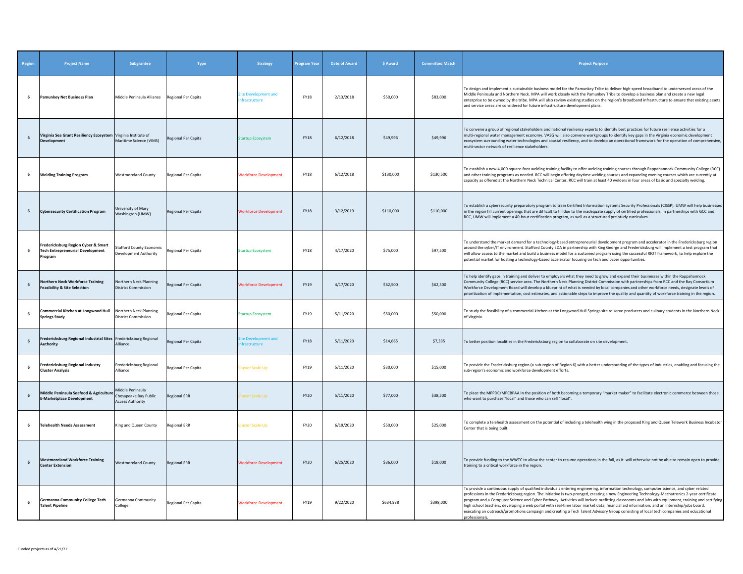| Region | Project Name | Subgrantee | Type | Strategy | Program Year | Date of Award | $ Award | Committed Match | Project Purpose |
|---|---|---|---|---|---|---|---|---|---|
| 6 | **Pamunkey Net Business Plan** | Middle Peninsula Alliance | Regional Per Capita | Site Development and Infrastructure | FY18 | 2/13/2018 | $50,000 | $83,000 | To design and implement a sustainable business model for the Pamunkey Tribe to deliver high-speed broadband to underserved areas of the Middle Peninsula and Northern Neck. MPA will work closely with the Pamunkey Tribe to develop a business plan and create a new legal enterprise to be owned by the tribe. MPA will also review existing studies on the region's broadband infrastructure to ensure that existing assets and service areas are considered for future infrastructure development plans. |
| 6 | **Virginia Sea Grant Resiliency Ecosystem Development** | Virginia Institute of Maritime Science (VIMS) | Regional Per Capita | Startup Ecosystem | FY18 | 6/12/2018 | $49,996 | $49,996 | To convene a group of regional stakeholders and national resiliency experts to identify best practices for future resilience activities for a multi-regional water management economy. VASG will also convene workgroups to identify key gaps in the Virginia economic development ecosystem surrounding water technologies and coastal resiliency, and to develop an operational framework for the operation of comprehensive, multi-sector network of resilience stakeholders. |
| 6 | **Welding Training Program** | Westmoreland County | Regional Per Capita | Workforce Development | FY18 | 6/12/2018 | $130,000 | $130,500 | To establish a new 4,000-square-foot welding training facility to offer welding training courses through Rappahannock Community College (RCC) and other training programs as needed. RCC will begin offering daytime welding courses and expanding evening courses which are currently at capacity as offered at the Northern Neck Technical Center. RCC will train at least 40 welders in four areas of basic and specialty welding. |
| 6 | **Cybersecurity Certification Program** | University of Mary Washington (UMW) | Regional Per Capita | Workforce Development | FY18 | 3/12/2019 | $110,000 | $110,000 | To establish a cybersecurity preparatory program to train Certified Information Systems Security Professionals (CISSP). UMW will help businesses in the region fill current openings that are difficult to fill due to the inadequate supply of certified professionals. In partnerships with GCC and RCC, UMW will implement a 40-hour certification program, as well as a structured pre-study curriculum. |
| 6 | **Fredericksburg Region Cyber & Smart Tech Entrepreneurial Development Program** | Stafford County Economic Development Authority | Regional Per Capita | Startup Ecosystem | FY18 | 4/17/2020 | $75,000 | $97,500 | To understand the market demand for a technology-based entrepreneurial development program and accelerator in the Fredericksburg region around the cyber/IT environment. Stafford County EDA in partnership with King George and Fredericksburg will implement a test program that will allow access to the market and build a business model for a sustained program using the successful RIOT framework, to help explore the potential market for hosting a technology-based accelerator focusing on tech and cyber opportunities. |
| 6 | **Northern Neck Workforce Training Feasibility & Site Selection** | Northern Neck Planning District Commission | Regional Per Capita | Workforce Development | FY19 | 4/17/2020 | $62,500 | $62,500 | To help identify gaps in training and deliver to employers what they need to grow and expand their businesses within the Rappahannock Community College (RCC) service area. The Northern Neck Planning District Commission with partnerships from RCC and the Bay Consortium Workforce Development Board will develop a blueprint of what is needed by local companies and other workforce needs, designate levels of prioritization of implementation, cost estimates, and actionable steps to improve the quality and quantity of workforce training in the region. |
| 6 | **Commercial Kitchen at Longwood Hull Springs Study** | Northern Neck Planning District Commission | Regional Per Capita | Startup Ecosystem | FY19 | 5/11/2020 | $50,000 | $50,000 | To study the feasibility of a commercial kitchen at the Longwood Hull Springs site to serve producers and culinary students in the Northern Neck of Virginia. |
| 6 | **Fredericksburg Regional Industrial Sites Authority** | Fredericksburg Regional Alliance | Regional Per Capita | Site Development and Infrastructure | FY18 | 5/11/2020 | $14,665 | $7,335 | To better position localities in the Fredericksburg region to collaborate on site development. |
| 6 | **Fredericksburg Regional Industry Cluster Analysis** | Fredericksburg Regional Alliance | Regional Per Capita | Cluster Scale-Up | FY19 | 5/11/2020 | $30,000 | $15,000 | To provide the Fredericksburg region (a sub-region of Region 6) with a better understanding of the types of industries, enabling and focusing the sub-region's economic and workforce development efforts. |
| 6 | **Middle Peninsula Seafood & Agriculture E-Marketplace Development** | Middle Peninsula Chesapeake Bay Public Access Authority | Regional ERR | Cluster Scale-Up | FY20 | 5/11/2020 | $77,000 | $38,500 | To place the MPPDC/MPCBPAA in the position of both becoming a temporary "market maker" to facilitate electronic commerce between those who want to purchase "local" and those who can sell "local". |
| 6 | **Telehealth Needs Assessment** | King and Queen County | Regional ERR | Cluster Scale-Up | FY20 | 6/19/2020 | $50,000 | $25,000 | To complete a telehealth assessment on the potential of including a telehealth wing in the proposed King and Queen Telework Business Incubator Center that is being built. |
| 6 | **Westmoreland Workforce Training Center Extension** | Westmoreland County | Regional ERR | Workforce Development | FY20 | 6/25/2020 | $36,000 | $18,000 | To provide funding to the WWTC to allow the center to resume operations in the fall, as it will otherwise not be able to remain open to provide training to a critical workforce in the region. |
| 6 | **Germanna Community College Tech Talent Pipeline** | Germanna Community College | Regional Per Capita | Workforce Development | FY19 | 9/22/2020 | $634,938 | $398,000 | To provide a continuous supply of qualified individuals entering engineering, information technology, computer science, and cyber related professions in the Fredericksburg region. The initiative is two-pronged, creating a new Engineering Technology-Mechatronics 2-year certificate program and a Computer Science and Cyber Pathway. Activities will include outfitting classrooms and labs with equipment, training and certifying high school teachers, developing a web portal with real-time labor market data, financial aid information, and an internship/jobs board, executing an outreach/promotions campaign and creating a Tech Talent Advisory Group consisting of local tech companies and educational professionals. |

Funded projects as of 4/21/22.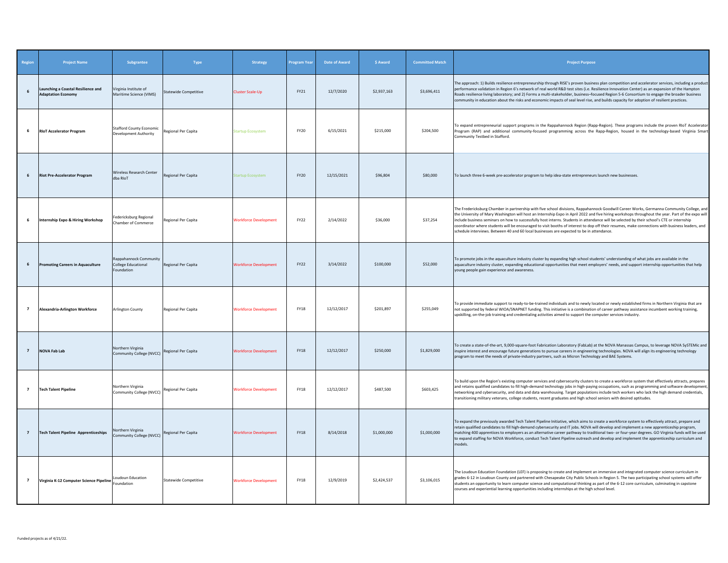| Region | Project Name | Subgrantee | Type | Strategy | Program Year | Date of Award | $ Award | Committed Match | Project Purpose |
|---|---|---|---|---|---|---|---|---|---|
| 6 | **Launching a Coastal Resilience and Adaptation Economy** | Virginia Institute of Maritime Science (VIMS) | Statewide Competitive | Cluster Scale-Up | FY21 | 12/7/2020 | $2,937,163 | $3,696,411 | The approach: 1) Builds resilience entrepreneurship through RISE's proven business plan competition and accelerator services, including a product performance validation in Region 6's network of real world R&D test sites (i.e. Resilience Innovation Center) as an expansion of the Hampton Roads resilience living laboratory; and 2) Forms a multi-stakeholder, business–focused Region 5-6 Consortium to engage the broader business community in education about the risks and economic impacts of seal level rise, and builds capacity for adoption of resilient practices. |
| 6 | **RIoT Accelerator Program** | Stafford County Economic Development Authority | Regional Per Capita | Startup Ecosystem | FY20 | 6/15/2021 | $215,000 | $204,500 | To expand entrepreneurial support programs in the Rappahannock Region (Rapp-Region). These programs include the proven RIoT Accelerator Program (RAP) and additional community-focused programming across the Rapp-Region, housed in the technology-based Virginia Smart Community Testbed in Stafford. |
| 6 | **Riot Pre-Accelerator Program** | Wireless Research Center dba RIoT | Regional Per Capita | Startup Ecosystem | FY20 | 12/15/2021 | $96,804 | $80,000 | To launch three 6-week pre-accelerator program to help idea-state entrepreneurs launch new businesses. |
| 6 | **Internship Expo & Hiring Workshop** | Federicksburg Regional Chamber of Commerce | Regional Per Capita | Workforce Development | FY22 | 2/14/2022 | $36,000 | $37,254 | The Fredericksburg Chamber in partnership with five school divisions, Rappahannock Goodwill Career Works, Germanna Community College, and the University of Mary Washington will host an Internship Expo in April 2022 and five hiring workshops throughout the year. Part of the expo will include business seminars on how to successfully host interns. Students in attendance will be selected by their school's CTE or internship coordinator where students will be encouraged to visit booths of interest to dop off their resumes, make connections with business leaders, and schedule interviews. Between 40 and 60 local businesses are expected to be in attendance. |
| 6 | **Promoting Careers in Aquaculture** | Rappahannock Community College Educational Foundation | Regional Per Capita | Workforce Development | FY22 | 3/14/2022 | $100,000 | $52,000 | To promote jobs in the aquaculture industry cluster by expanding high school students' understanding of what jobs are available in the aquaculture industry cluster, expanding educational opportunities that meet employers' needs, and support internship opportunities that help young people gain experience and awareness. |
| 7 | **Alexandria-Arlington Workforce** | Arlington County | Regional Per Capita | Workforce Development | FY18 | 12/12/2017 | $201,897 | $255,049 | To provide immediate support to ready-to-be-trained individuals and to newly located or newly established firms in Northern Virginia that are not supported by federal WIOA/SNAPNET funding. This initiative is a combination of career pathway assistance incumbent working training, upskilling, on-the-job training and credentialing activities aimed to support the computer services industry. |
| 7 | **NOVA Fab Lab** | Northern Virginia Community College (NVCC) | Regional Per Capita | Workforce Development | FY18 | 12/12/2017 | $250,000 | $1,829,000 | To create a state-of-the-art, 9,000-square-foot Fabrication Laboratory (FabLab) at the NOVA Manassas Campus, to leverage NOVA SySTEMic and inspire interest and encourage future generations to pursue careers in engineering technologies. NOVA will align its engineering technology program to meet the needs of private-industry partners, such as Micron Technology and BAE Systems. |
| 7 | **Tech Talent Pipeline** | Northern Virginia Community College (NVCC) | Regional Per Capita | Workforce Development | FY18 | 12/12/2017 | $487,500 | $603,425 | To build upon the Region's existing computer services and cybersecurity clusters to create a workforce system that effectively attracts, prepares and retains qualified candidates to fill high-demand technology jobs in high-paying occupations, such as programming and software development, networking and cybersecurity, and data and data warehousing. Target populations include tech workers who lack the high demand credentials, transitioning military veterans, college students, recent graduates and high school seniors with desired aptitudes. |
| 7 | **Tech Talent Pipeline Apprenticeships** | Northern Virginia Community College (NVCC) | Regional Per Capita | Workforce Development | FY18 | 8/14/2018 | $1,000,000 | $1,000,000 | To expand the previously awarded Tech Talent Pipeline Initiative, which aims to create a workforce system to effectively attract, prepare and retain qualified candidates to fill high-demand cybersecurity and IT jobs. NOVA will develop and implement a new apprenticeship program, matching 400 apprentices to employers as an alternative career pathway to traditional two- or four-year degrees. GO Virginia funds will be used to expand staffing for NOVA Workforce, conduct Tech Talent Pipeline outreach and develop and implement the apprenticeship curriculum and models. |
| 7 | **Virginia K-12 Computer Science Pipeline** | Loudoun Education Foundation | Statewide Competitive | Workforce Development | FY18 | 12/9/2019 | $2,424,537 | $3,106,015 | The Loudoun Education Foundation (LEF) is proposing to create and implement an immersive and integrated computer science curriculum in grades 6-12 in Loudoun County and partnered with Chesapeake City Public Schools in Region 5. The two participating school systems will offer students an opportunity to learn computer science and computational thinking as part of the 6-12 core curriculum, culminating in capstone courses and experiential learning opportunities including internships at the high school level. |

Funded projects as of 4/21/22.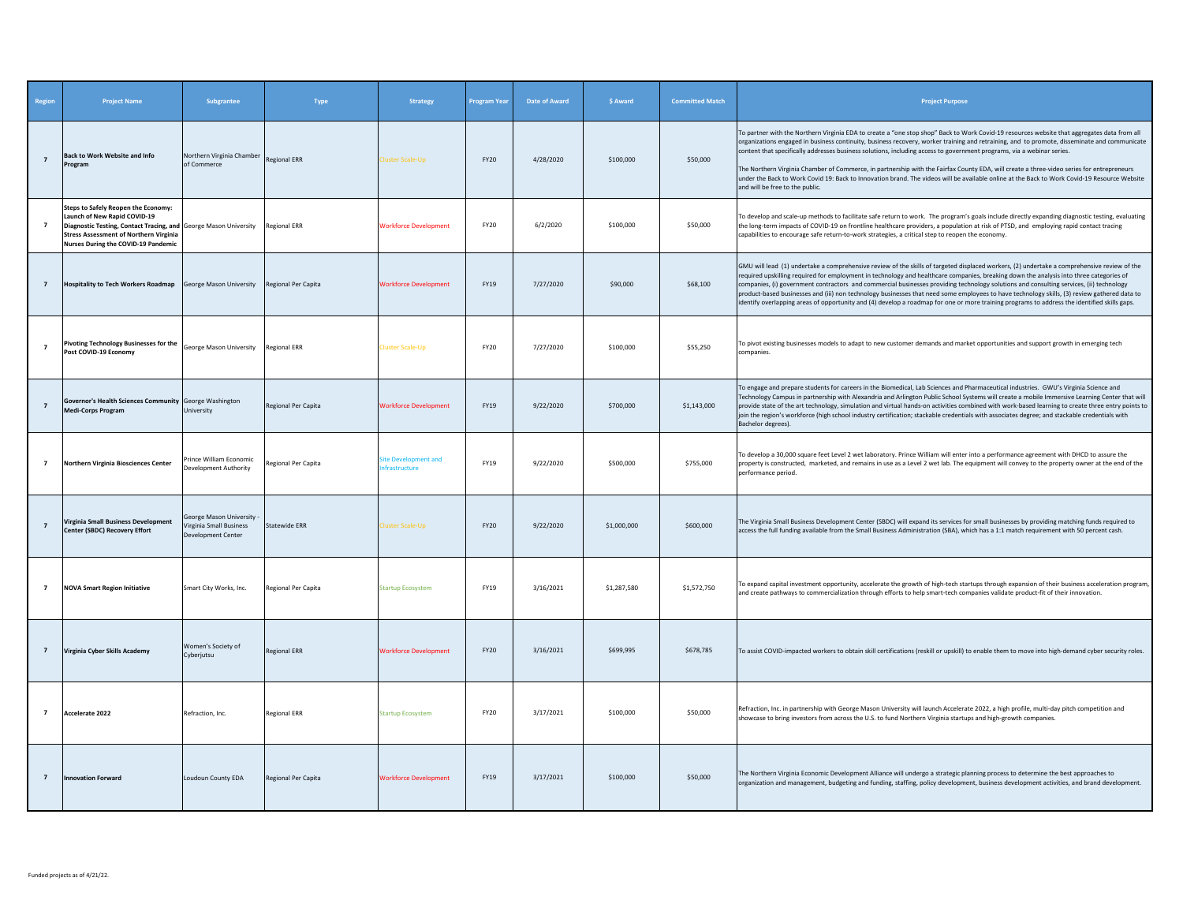| Region | Project Name | Subgrantee | Type | Strategy | Program Year | Date of Award | $ Award | Committed Match | Project Purpose |
|---|---|---|---|---|---|---|---|---|---|
| 7 | **Back to Work Website and Info Program** | Northern Virginia Chamber of Commerce | Regional ERR | Cluster Scale-Up | FY20 | 4/28/2020 | $100,000 | $50,000 | To partner with the Northern Virginia EDA to create a "one stop shop" Back to Work Covid-19 resources website that aggregates data from all organizations engaged in business continuity, business recovery, worker training and retraining, and to promote, disseminate and communicate content that specifically addresses business solutions, including access to government programs, via a webinar series. The Northern Virginia Chamber of Commerce, in partnership with the Fairfax County EDA, will create a three-video series for entrepreneurs under the Back to Work Covid 19: Back to Innovation brand. The videos will be available online at the Back to Work Covid-19 Resource Website and will be free to the public. |
| 7 | **Steps to Safely Reopen the Economy: Launch of New Rapid COVID-19 Diagnostic Testing, Contact Tracing, and Stress Assessment of Northern Virginia Nurses During the COVID-19 Pandemic** | George Mason University | Regional ERR | Workforce Development | FY20 | 6/2/2020 | $100,000 | $50,000 | To develop and scale-up methods to facilitate safe return to work. The program's goals include directly expanding diagnostic testing, evaluating the long-term impacts of COVID-19 on frontline healthcare providers, a population at risk of PTSD, and employing rapid contact tracing capabilities to encourage safe return-to-work strategies, a critical step to reopen the economy. |
| 7 | **Hospitality to Tech Workers Roadmap** | George Mason University | Regional Per Capita | Workforce Development | FY19 | 7/27/2020 | $90,000 | $68,100 | GMU will lead (1) undertake a comprehensive review of the skills of targeted displaced workers, (2) undertake a comprehensive review of the required upskilling required for employment in technology and healthcare companies, breaking down the analysis into three categories of companies, (i) government contractors and commercial businesses providing technology solutions and consulting services, (ii) technology product-based businesses and (iii) non technology businesses that need some employees to have technology skills, (3) review gathered data to identify overlapping areas of opportunity and (4) develop a roadmap for one or more training programs to address the identified skills gaps. |
| 7 | **Pivoting Technology Businesses for the Post COVID-19 Economy** | George Mason University | Regional ERR | Cluster Scale-Up | FY20 | 7/27/2020 | $100,000 | $55,250 | To pivot existing businesses models to adapt to new customer demands and market opportunities and support growth in emerging tech companies. |
| 7 | **Governor's Health Sciences Community Medi-Corps Program** | George Washington University | Regional Per Capita | Workforce Development | FY19 | 9/22/2020 | $700,000 | $1,143,000 | To engage and prepare students for careers in the Biomedical, Lab Sciences and Pharmaceutical industries. GWU's Virginia Science and Technology Campus in partnership with Alexandria and Arlington Public School Systems will create a mobile Immersive Learning Center that will provide state of the art technology, simulation and virtual hands-on activities combined with work-based learning to create three entry points to join the region's workforce (high school industry certification; stackable credentials with associates degree; and stackable credentials with Bachelor degrees). |
| 7 | **Northern Virginia Biosciences Center** | Prince William Economic Development Authority | Regional Per Capita | Site Development and Infrastructure | FY19 | 9/22/2020 | $500,000 | $755,000 | To develop a 30,000 square feet Level 2 wet laboratory. Prince William will enter into a performance agreement with DHCD to assure the property is constructed, marketed, and remains in use as a Level 2 wet lab. The equipment will convey to the property owner at the end of the performance period. |
| 7 | **Virginia Small Business Development Center (SBDC) Recovery Effort** | George Mason University - Virginia Small Business Development Center | Statewide ERR | Cluster Scale-Up | FY20 | 9/22/2020 | $1,000,000 | $600,000 | The Virginia Small Business Development Center (SBDC) will expand its services for small businesses by providing matching funds required to access the full funding available from the Small Business Administration (SBA), which has a 1:1 match requirement with 50 percent cash. |
| 7 | **NOVA Smart Region Initiative** | Smart City Works, Inc. | Regional Per Capita | Startup Ecosystem | FY19 | 3/16/2021 | $1,287,580 | $1,572,750 | To expand capital investment opportunity, accelerate the growth of high-tech startups through expansion of their business acceleration program, and create pathways to commercialization through efforts to help smart-tech companies validate product-fit of their innovation. |
| 7 | **Virginia Cyber Skills Academy** | Women's Society of Cyberjutsu | Regional ERR | Workforce Development | FY20 | 3/16/2021 | $699,995 | $678,785 | To assist COVID-impacted workers to obtain skill certifications (reskill or upskill) to enable them to move into high-demand cyber security roles. |
| 7 | **Accelerate 2022** | Refraction, Inc. | Regional ERR | Startup Ecosystem | FY20 | 3/17/2021 | $100,000 | $50,000 | Refraction, Inc. in partnership with George Mason University will launch Accelerate 2022, a high profile, multi-day pitch competition and showcase to bring investors from across the U.S. to fund Northern Virginia startups and high-growth companies. |
| 7 | **Innovation Forward** | Loudoun County EDA | Regional Per Capita | Workforce Development | FY19 | 3/17/2021 | $100,000 | $50,000 | The Northern Virginia Economic Development Alliance will undergo a strategic planning process to determine the best approaches to organization and management, budgeting and funding, staffing, policy development, business development activities, and brand development. |

Funded projects as of 4/21/22.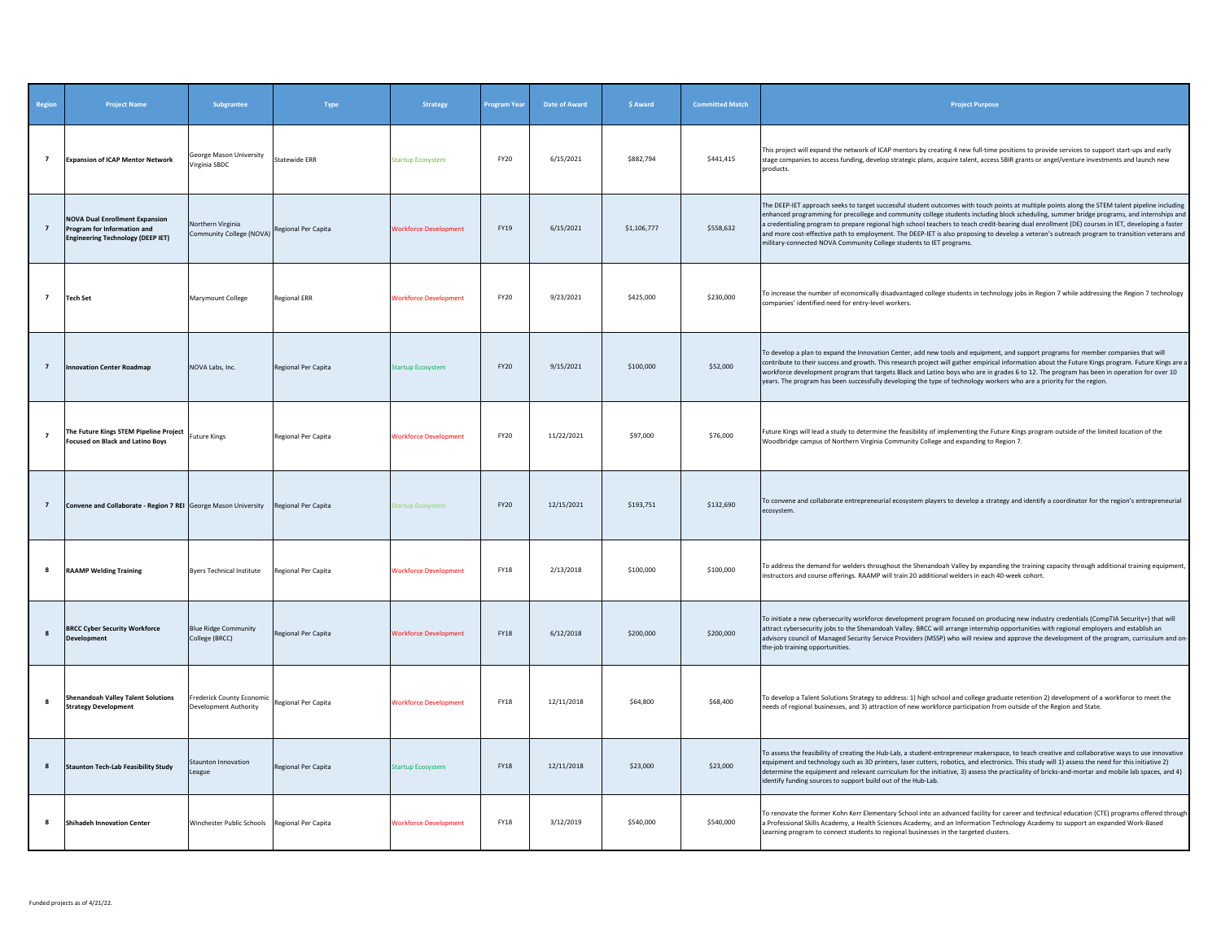| Region | Project Name | Subgrantee | Type | Strategy | Program Year | Date of Award | $ Award | Committed Match | Project Purpose |
|---|---|---|---|---|---|---|---|---|---|
| 7 | **Expansion of ICAP Mentor Network** | George Mason University Virginia SBDC | Statewide ERR | Startup Ecosystem | FY20 | 6/15/2021 | $882,794 | $441,415 | This project will expand the network of ICAP mentors by creating 4 new full-time positions to provide services to support start-ups and early stage companies to access funding, develop strategic plans, acquire talent, access SBIR grants or angel/venture investments and launch new products. |
| 7 | **NOVA Dual Enrollment Expansion Program for Information and Engineering Technology (DEEP IET)** | Northern Virginia Community College (NOVA) | Regional Per Capita | Workforce Development | FY19 | 6/15/2021 | $1,106,777 | $558,632 | The DEEP-IET approach seeks to target successful student outcomes with touch points at multiple points along the STEM talent pipeline including enhanced programming for precollege and community college students including block scheduling, summer bridge programs, and internships and a credentialing program to prepare regional high school teachers to teach credit-bearing dual enrollment (DE) courses in IET, developing a faster and more cost-effective path to employment. The DEEP-IET is also proposing to develop a veteran's outreach program to transition veterans and military-connected NOVA Community College students to IET programs. |
| 7 | **Tech Set** | Marymount College | Regional ERR | Workforce Development | FY20 | 9/23/2021 | $425,000 | $230,000 | To increase the number of economically disadvantaged college students in technology jobs in Region 7 while addressing the Region 7 technology companies' identified need for entry-level workers. |
| 7 | **Innovation Center Roadmap** | NOVA Labs, Inc. | Regional Per Capita | Startup Ecosystem | FY20 | 9/15/2021 | $100,000 | $52,000 | To develop a plan to expand the Innovation Center, add new tools and equipment, and support programs for member companies that will contribute to their success and growth. This research project will gather empirical information about the Future Kings program. Future Kings are a workforce development program that targets Black and Latino boys who are in grades 6 to 12. The program has been in operation for over 10 years. The program has been successfully developing the type of technology workers who are a priority for the region. |
| 7 | **The Future Kings STEM Pipeline Project Focused on Black and Latino Boys** | Future Kings | Regional Per Capita | Workforce Development | FY20 | 11/22/2021 | $97,000 | $76,000 | Future Kings will lead a study to determine the feasibility of implementing the Future Kings program outside of the limited location of the Woodbridge campus of Northern Virginia Community College and expanding to Region 7. |
| 7 | **Convene and Collaborate - Region 7 REI** | George Mason University | Regional Per Capita | Startup Ecosystem | FY20 | 12/15/2021 | $193,751 | $132,690 | To convene and collaborate entrepreneurial ecosystem players to develop a strategy and identify a coordinator for the region's entrepreneurial ecosystem. |
| 8 | **RAAMP Welding Training** | Byers Technical Institute | Regional Per Capita | Workforce Development | FY18 | 2/13/2018 | $100,000 | $100,000 | To address the demand for welders throughout the Shenandoah Valley by expanding the training capacity through additional training equipment, instructors and course offerings. RAAMP will train 20 additional welders in each 40-week cohort. |
| 8 | **BRCC Cyber Security Workforce Development** | Blue Ridge Community College (BRCC) | Regional Per Capita | Workforce Development | FY18 | 6/12/2018 | $200,000 | $200,000 | To initiate a new cybersecurity workforce development program focused on producing new industry credentials (CompTIA Security+) that will attract cybersecurity jobs to the Shenandoah Valley. BRCC will arrange internship opportunities with regional employers and establish an advisory council of Managed Security Service Providers (MSSP) who will review and approve the development of the program, curriculum and on-the-job training opportunities. |
| 8 | **Shenandoah Valley Talent Solutions Strategy Development** | Frederick County Economic Development Authority | Regional Per Capita | Workforce Development | FY18 | 12/11/2018 | $64,800 | $68,400 | To develop a Talent Solutions Strategy to address: 1) high school and college graduate retention 2) development of a workforce to meet the needs of regional businesses, and 3) attraction of new workforce participation from outside of the Region and State. |
| 8 | **Staunton Tech-Lab Feasibility Study** | Staunton Innovation League | Regional Per Capita | Startup Ecosystem | FY18 | 12/11/2018 | $23,000 | $23,000 | To assess the feasibility of creating the Hub-Lab, a student-entrepreneur makerspace, to teach creative and collaborative ways to use innovative equipment and technology such as 3D printers, laser cutters, robotics, and electronics. This study will 1) assess the need for this initiative 2) determine the equipment and relevant curriculum for the initiative, 3) assess the practicality of bricks-and-mortar and mobile lab spaces, and 4) identify funding sources to support build out of the Hub-Lab. |
| 8 | **Shihadeh Innovation Center** | Winchester Public Schools | Regional Per Capita | Workforce Development | FY18 | 3/12/2019 | $540,000 | $540,000 | To renovate the former Kohn Kerr Elementary School into an advanced facility for career and technical education (CTE) programs offered through a Professional Skills Academy, a Health Sciences Academy, and an Information Technology Academy to support an expanded Work-Based Learning program to connect students to regional businesses in the targeted clusters. |

Funded projects as of 4/21/22.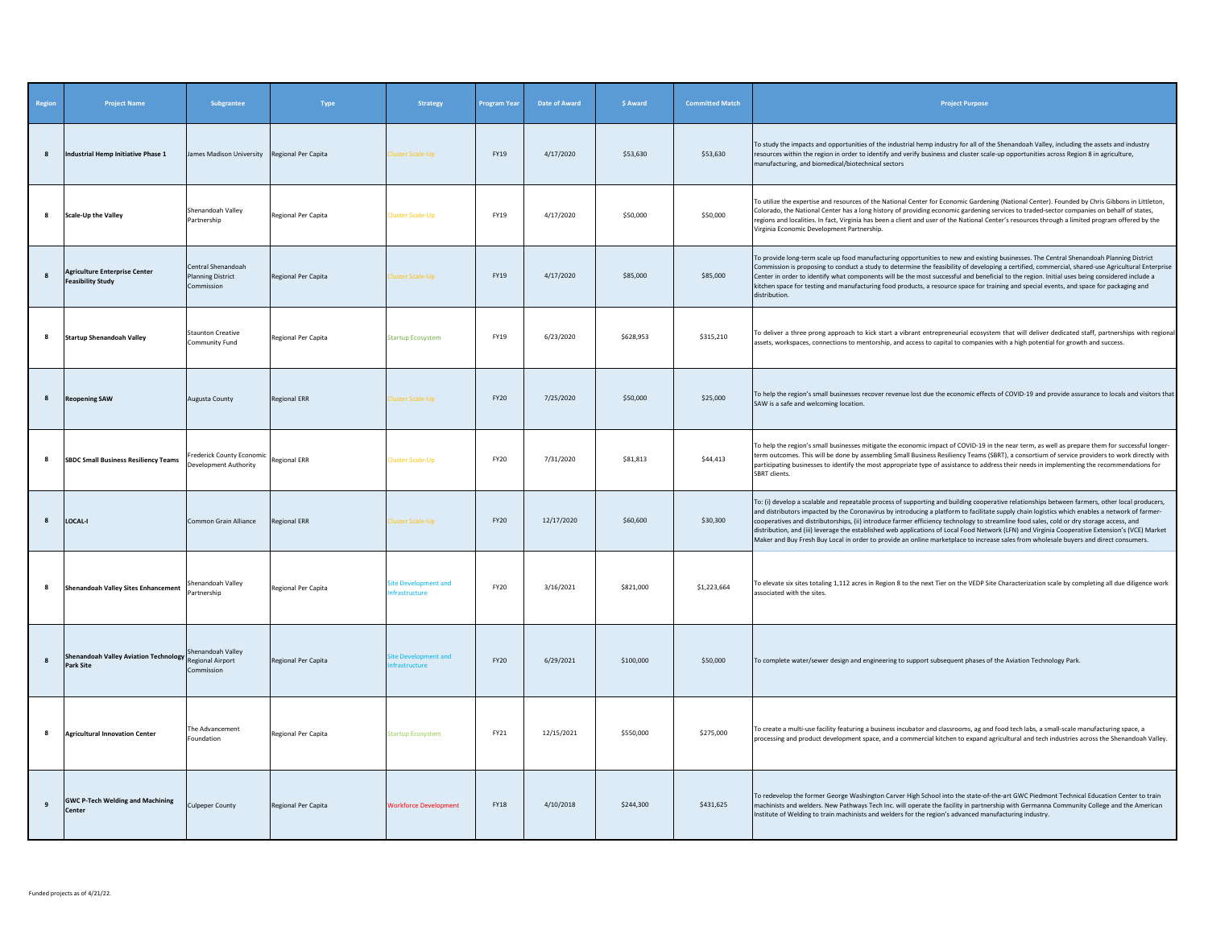| Region | Project Name | Subgrantee | Type | Strategy | Program Year | Date of Award | $ Award | Committed Match | Project Purpose |
|---|---|---|---|---|---|---|---|---|---|
| 8 | **Industrial Hemp Initiative Phase 1** | James Madison University | Regional Per Capita | Cluster Scale-Up | FY19 | 4/17/2020 | $53,630 | $53,630 | To study the impacts and opportunities of the industrial hemp industry for all of the Shenandoah Valley, including the assets and industry resources within the region in order to identify and verify business and cluster scale-up opportunities across Region 8 in agriculture, manufacturing, and biomedical/biotechnical sectors |
| 8 | **Scale-Up the Valley** | Shenandoah Valley Partnership | Regional Per Capita | Cluster Scale-Up | FY19 | 4/17/2020 | $50,000 | $50,000 | To utilize the expertise and resources of the National Center for Economic Gardening (National Center). Founded by Chris Gibbons in Littleton, Colorado, the National Center has a long history of providing economic gardening services to traded-sector companies on behalf of states, regions and localities. In fact, Virginia has been a client and user of the National Center's resources through a limited program offered by the Virginia Economic Development Partnership. |
| 8 | **Agriculture Enterprise Center Feasibility Study** | Central Shenandoah Planning District Commission | Regional Per Capita | Cluster Scale-Up | FY19 | 4/17/2020 | $85,000 | $85,000 | To provide long-term scale up food manufacturing opportunities to new and existing businesses. The Central Shenandoah Planning District Commission is proposing to conduct a study to determine the feasibility of developing a certified, commercial, shared-use Agricultural Enterprise Center in order to identify what components will be the most successful and beneficial to the region. Initial uses being considered include a kitchen space for testing and manufacturing food products, a resource space for training and special events, and space for packaging and distribution. |
| 8 | **Startup Shenandoah Valley** | Staunton Creative Community Fund | Regional Per Capita | Startup Ecosystem | FY19 | 6/23/2020 | $628,953 | $315,210 | To deliver a three prong approach to kick start a vibrant entrepreneurial ecosystem that will deliver dedicated staff, partnerships with regional assets, workspaces, connections to mentorship, and access to capital to companies with a high potential for growth and success. |
| 8 | **Reopening SAW** | Augusta County | Regional ERR | Cluster Scale-Up | FY20 | 7/25/2020 | $50,000 | $25,000 | To help the region's small businesses recover revenue lost due the economic effects of COVID-19 and provide assurance to locals and visitors that SAW is a safe and welcoming location. |
| 8 | **SBDC Small Business Resiliency Teams** | Frederick County Economic Development Authority | Regional ERR | Cluster Scale-Up | FY20 | 7/31/2020 | $81,813 | $44,413 | To help the region's small businesses mitigate the economic impact of COVID-19 in the near term, as well as prepare them for successful longer-term outcomes. This will be done by assembling Small Business Resiliency Teams (SBRT), a consortium of service providers to work directly with participating businesses to identify the most appropriate type of assistance to address their needs in implementing the recommendations for SBRT clients. |
| 8 | **LOCAL-I** | Common Grain Alliance | Regional ERR | Cluster Scale-Up | FY20 | 12/17/2020 | $60,600 | $30,300 | To: (i) develop a scalable and repeatable process of supporting and building cooperative relationships between farmers, other local producers, and distributors impacted by the Coronavirus by introducing a platform to facilitate supply chain logistics which enables a network of farmer-cooperatives and distributorships, (ii) introduce farmer efficiency technology to streamline food sales, cold or dry storage access, and distribution, and (iii) leverage the established web applications of Local Food Network (LFN) and Virginia Cooperative Extension's (VCE) Market Maker and Buy Fresh Buy Local in order to provide an online marketplace to increase sales from wholesale buyers and direct consumers. |
| 8 | **Shenandoah Valley Sites Enhancement** | Shenandoah Valley Partnership | Regional Per Capita | Site Development and Infrastructure | FY20 | 3/16/2021 | $821,000 | $1,223,664 | To elevate six sites totaling 1,112 acres in Region 8 to the next Tier on the VEDP Site Characterization scale by completing all due diligence work associated with the sites. |
| 8 | **Shenandoah Valley Aviation Technology Park Site** | Shenandoah Valley Regional Airport Commission | Regional Per Capita | Site Development and Infrastructure | FY20 | 6/29/2021 | $100,000 | $50,000 | To complete water/sewer design and engineering to support subsequent phases of the Aviation Technology Park. |
| 8 | **Agricultural Innovation Center** | The Advancement Foundation | Regional Per Capita | Startup Ecosystem | FY21 | 12/15/2021 | $550,000 | $275,000 | To create a multi-use facility featuring a business incubator and classrooms, ag and food tech labs, a small-scale manufacturing space, a processing and product development space, and a commercial kitchen to expand agricultural and tech industries across the Shenandoah Valley. |
| 9 | **GWC P-Tech Welding and Machining Center** | Culpeper County | Regional Per Capita | Workforce Development | FY18 | 4/10/2018 | $244,300 | $431,625 | To redevelop the former George Washington Carver High School into the state-of-the-art GWC Piedmont Technical Education Center to train machinists and welders. New Pathways Tech Inc. will operate the facility in partnership with Germanna Community College and the American Institute of Welding to train machinists and welders for the region's advanced manufacturing industry. |

Funded projects as of 4/21/22.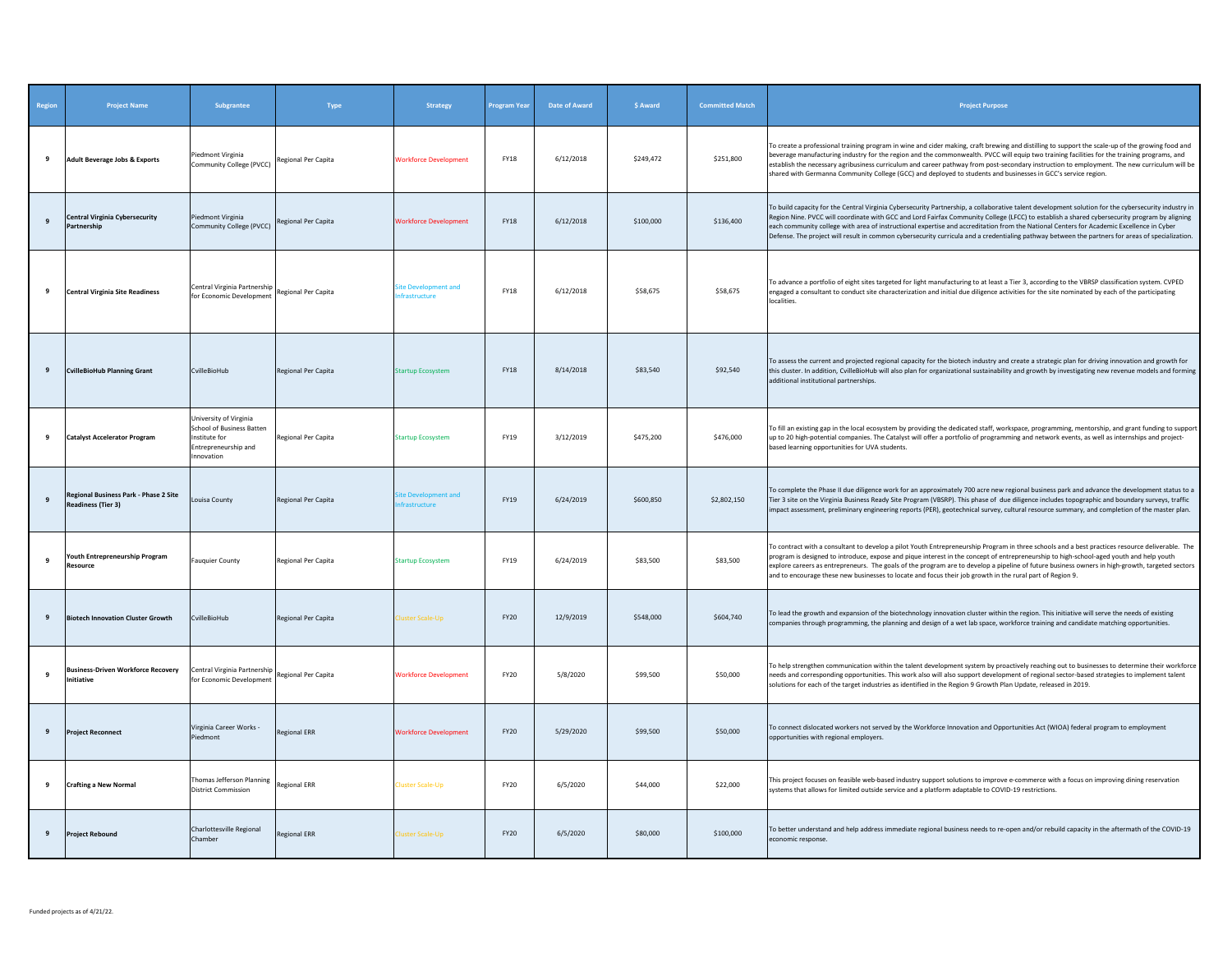| Region | Project Name | Subgrantee | Type | Strategy | Program Year | Date of Award | $ Award | Committed Match | Project Purpose |
|---|---|---|---|---|---|---|---|---|---|
| 9 | **Adult Beverage Jobs & Exports** | Piedmont Virginia Community College (PVCC) | Regional Per Capita | Workforce Development | FY18 | 6/12/2018 | $249,472 | $251,800 | To create a professional training program in wine and cider making, craft brewing and distilling to support the scale-up of the growing food and beverage manufacturing industry for the region and the commonwealth. PVCC will equip two training facilities for the training programs, and establish the necessary agribusiness curriculum and career pathway from post-secondary instruction to employment. The new curriculum will be shared with Germanna Community College (GCC) and deployed to students and businesses in GCC's service region. |
| 9 | **Central Virginia Cybersecurity Partnership** | Piedmont Virginia Community College (PVCC) | Regional Per Capita | Workforce Development | FY18 | 6/12/2018 | $100,000 | $136,400 | To build capacity for the Central Virginia Cybersecurity Partnership, a collaborative talent development solution for the cybersecurity industry in Region Nine. PVCC will coordinate with GCC and Lord Fairfax Community College (LFCC) to establish a shared cybersecurity program by aligning each community college with area of instructional expertise and accreditation from the National Centers for Academic Excellence in Cyber Defense. The project will result in common cybersecurity curricula and a credentialing pathway between the partners for areas of specialization. |
| 9 | **Central Virginia Site Readiness** | Central Virginia Partnership for Economic Development | Regional Per Capita | Site Development and Infrastructure | FY18 | 6/12/2018 | $58,675 | $58,675 | To advance a portfolio of eight sites targeted for light manufacturing to at least a Tier 3, according to the VBRSP classification system. CVPED engaged a consultant to conduct site characterization and initial due diligence activities for the site nominated by each of the participating localities. |
| 9 | **CvilleBioHub Planning Grant** | CvilleBioHub | Regional Per Capita | Startup Ecosystem | FY18 | 8/14/2018 | $83,540 | $92,540 | To assess the current and projected regional capacity for the biotech industry and create a strategic plan for driving innovation and growth for this cluster. In addition, CvilleBioHub will also plan for organizational sustainability and growth by investigating new revenue models and forming additional institutional partnerships. |
| 9 | **Catalyst Accelerator Program** | University of Virginia School of Business Batten Institute for Entrepreneurship and Innovation | Regional Per Capita | Startup Ecosystem | FY19 | 3/12/2019 | $475,200 | $476,000 | To fill an existing gap in the local ecosystem by providing the dedicated staff, workspace, programming, mentorship, and grant funding to support up to 20 high-potential companies. The Catalyst will offer a portfolio of programming and network events, as well as internships and project-based learning opportunities for UVA students. |
| 9 | **Regional Business Park - Phase 2 Site Readiness (Tier 3)** | Louisa County | Regional Per Capita | Site Development and Infrastructure | FY19 | 6/24/2019 | $600,850 | $2,802,150 | To complete the Phase II due diligence work for an approximately 700 acre new regional business park and advance the development status to a Tier 3 site on the Virginia Business Ready Site Program (VBSRP). This phase of due diligence includes topographic and boundary surveys, traffic impact assessment, preliminary engineering reports (PER), geotechnical survey, cultural resource summary, and completion of the master plan. |
| 9 | **Youth Entrepreneurship Program Resource** | Fauquier County | Regional Per Capita | Startup Ecosystem | FY19 | 6/24/2019 | $83,500 | $83,500 | To contract with a consultant to develop a pilot Youth Entrepreneurship Program in three schools and a best practices resource deliverable. The program is designed to introduce, expose and pique interest in the concept of entrepreneurship to high-school-aged youth and help youth explore careers as entrepreneurs. The goals of the program are to develop a pipeline of future business owners in high-growth, targeted sectors and to encourage these new businesses to locate and focus their job growth in the rural part of Region 9. |
| 9 | **Biotech Innovation Cluster Growth** | CvilleBioHub | Regional Per Capita | Cluster Scale-Up | FY20 | 12/9/2019 | $548,000 | $604,740 | To lead the growth and expansion of the biotechnology innovation cluster within the region. This initiative will serve the needs of existing companies through programming, the planning and design of a wet lab space, workforce training and candidate matching opportunities. |
| 9 | **Business-Driven Workforce Recovery Initiative** | Central Virginia Partnership for Economic Development | Regional Per Capita | Workforce Development | FY20 | 5/8/2020 | $99,500 | $50,000 | To help strengthen communication within the talent development system by proactively reaching out to businesses to determine their workforce needs and corresponding opportunities. This work also will also support development of regional sector-based strategies to implement talent solutions for each of the target industries as identified in the Region 9 Growth Plan Update, released in 2019. |
| 9 | **Project Reconnect** | Virginia Career Works - Piedmont | Regional ERR | Workforce Development | FY20 | 5/29/2020 | $99,500 | $50,000 | To connect dislocated workers not served by the Workforce Innovation and Opportunities Act (WIOA) federal program to employment opportunities with regional employers. |
| 9 | **Crafting a New Normal** | Thomas Jefferson Planning District Commission | Regional ERR | Cluster Scale-Up | FY20 | 6/5/2020 | $44,000 | $22,000 | This project focuses on feasible web-based industry support solutions to improve e-commerce with a focus on improving dining reservation systems that allows for limited outside service and a platform adaptable to COVID-19 restrictions. |
| 9 | **Project Rebound** | Charlottesville Regional Chamber | Regional ERR | Cluster Scale-Up | FY20 | 6/5/2020 | $80,000 | $100,000 | To better understand and help address immediate regional business needs to re-open and/or rebuild capacity in the aftermath of the COVID-19 economic response. |

Funded projects as of 4/21/22.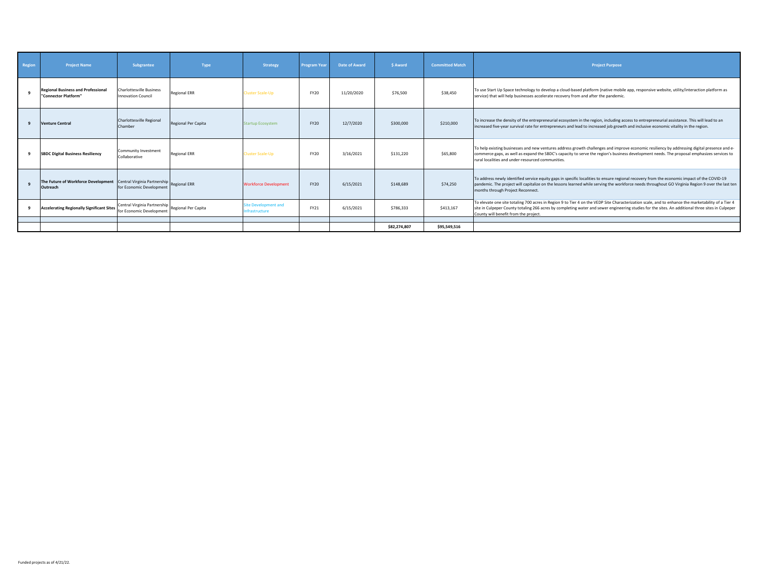| Region | Project Name | Subgrantee | Type | Strategy | Program Year | Date of Award | $ Award | Committed Match | Project Purpose |
|---|---|---|---|---|---|---|---|---|---|
| 9 | **Regional Business and Professional "Connector Platform"** | Charlottesville Business Innovation Council | Regional ERR | Cluster Scale-Up | FY20 | 11/20/2020 | $76,500 | $38,450 | To use Start Up Space technology to develop a cloud-based platform (native mobile app, responsive website, utility/interaction platform as service) that will help businesses accelerate recovery from and after the pandemic. |
| 9 | **Venture Central** | Charlottesville Regional Chamber | Regional Per Capita | Startup Ecosystem | FY20 | 12/7/2020 | $300,000 | $210,000 | To increase the density of the entrepreneurial ecosystem in the region, including access to entrepreneurial assistance. This will lead to an increased five-year survival rate for entrepreneurs and lead to increased job growth and inclusive economic vitality in the region. |
| 9 | **SBDC Digital Business Resiliency** | Community Investment Collaborative | Regional ERR | Cluster Scale-Up | FY20 | 3/16/2021 | $131,220 | $65,800 | To help existing businesses and new ventures address growth challenges and improve economic resiliency by addressing digital presence and e-commerce gaps, as well as expand the SBDC's capacity to serve the region's business development needs. The proposal emphasizes services to rural localities and under-resourced communities. |
| 9 | **The Future of Workforce Development Outreach** | Central Virginia Partnership for Economic Development | Regional ERR | Workforce Development | FY20 | 6/15/2021 | $148,689 | $74,250 | To address newly identified service equity gaps in specific localities to ensure regional recovery from the economic impact of the COVID-19 pandemic. The project will capitalize on the lessons learned while serving the workforce needs throughout GO Virginia Region 9 over the last ten months through Project Reconnect. |
| 9 | **Accelerating Regionally Significant Sites** | Central Virginia Partnership for Economic Development | Regional Per Capita | Site Development and Infrastructure | FY21 | 6/15/2021 | $786,333 | $413,167 | To elevate one site totaling 700 acres in Region 9 to Tier 4 on the VEDP Site Characterization scale, and to enhance the marketability of a Tier 4 site in Culpeper County totaling 266 acres by completing water and sewer engineering studies for the sites. An additional three sites in Culpeper County will benefit from the project. |
| | | | | | | | | | |
| | | | | | | | $82,274,807 | $95,549,516 | |

Funded projects as of 4/21/22.